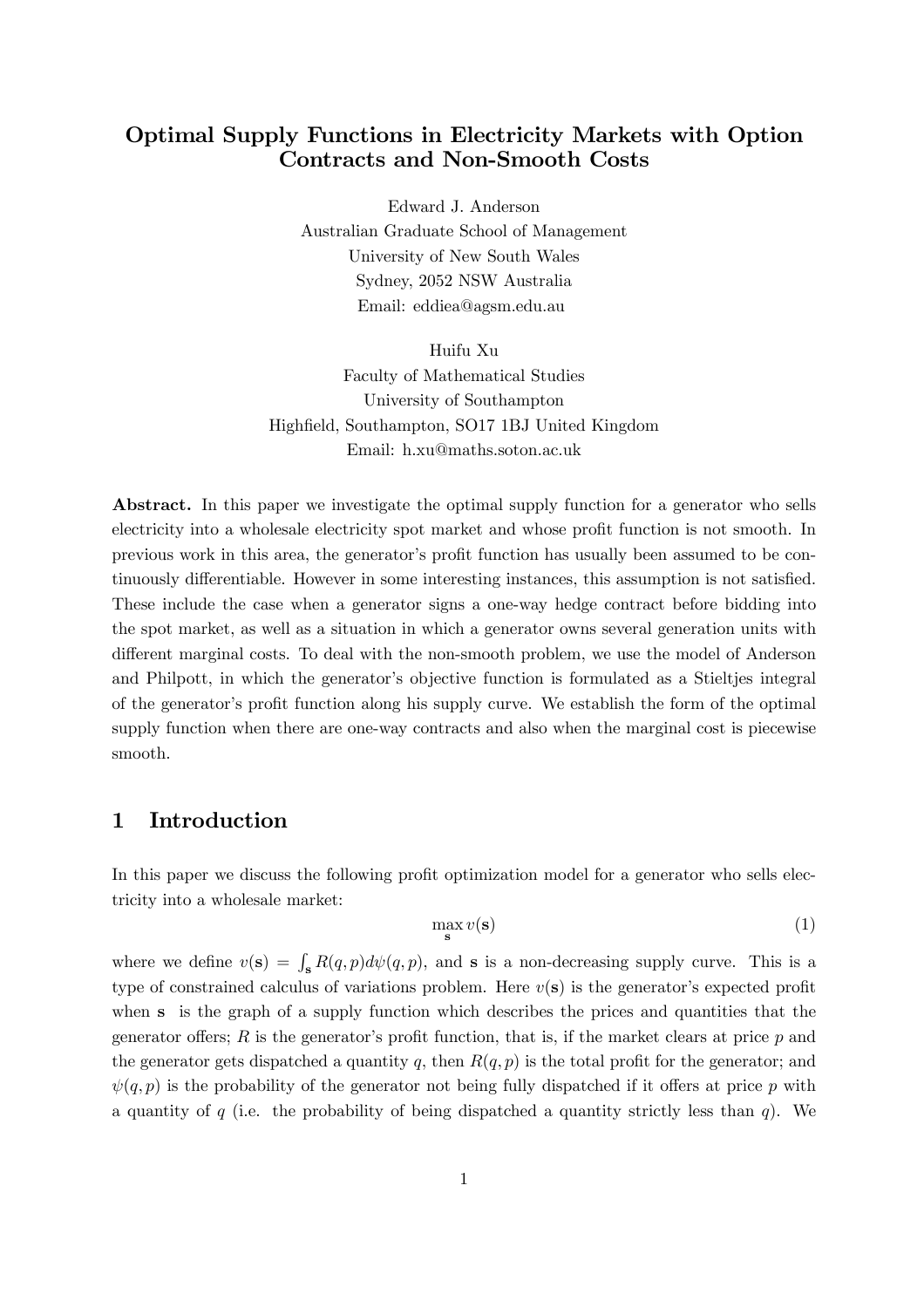# Optimal Supply Functions in Electricity Markets with Option Contracts and Non-Smooth Costs

Edward J. Anderson
Australian Graduate School of Management
University of New South Wales
Sydney, 2052 NSW Australia
Email: eddiea@agsm.edu.au

Huifu Xu
Faculty of Mathematical Studies
University of Southampton
Highfield, Southampton, SO17 1BJ United Kingdom
Email: h.xu@maths.soton.ac.uk

**Abstract.** In this paper we investigate the optimal supply function for a generator who sells electricity into a wholesale electricity spot market and whose profit function is not smooth. In previous work in this area, the generator's profit function has usually been assumed to be continuously differentiable. However in some interesting instances, this assumption is not satisfied. These include the case when a generator signs a one-way hedge contract before bidding into the spot market, as well as a situation in which a generator owns several generation units with different marginal costs. To deal with the non-smooth problem, we use the model of Anderson and Philpott, in which the generator's objective function is formulated as a Stieltjes integral of the generator's profit function along his supply curve. We establish the form of the optimal supply function when there are one-way contracts and also when the marginal cost is piecewise smooth.

## 1 Introduction

In this paper we discuss the following profit optimization model for a generator who sells electricity into a wholesale market:

$$\max_{\mathbf{s}} v(\mathbf{s}) \tag{1}$$

where we define $v(\mathbf{s}) = \int_{\mathbf{s}} R(q,p)d\psi(q,p)$, and $\mathbf{s}$ is a non-decreasing supply curve. This is a type of constrained calculus of variations problem. Here $v(\mathbf{s})$ is the generator's expected profit when $\mathbf{s}$ is the graph of a supply function which describes the prices and quantities that the generator offers; $R$ is the generator's profit function, that is, if the market clears at price $p$ and the generator gets dispatched a quantity $q$, then $R(q,p)$ is the total profit for the generator; and $\psi(q,p)$ is the probability of the generator not being fully dispatched if it offers at price $p$ with a quantity of $q$ (i.e. the probability of being dispatched a quantity strictly less than $q$). We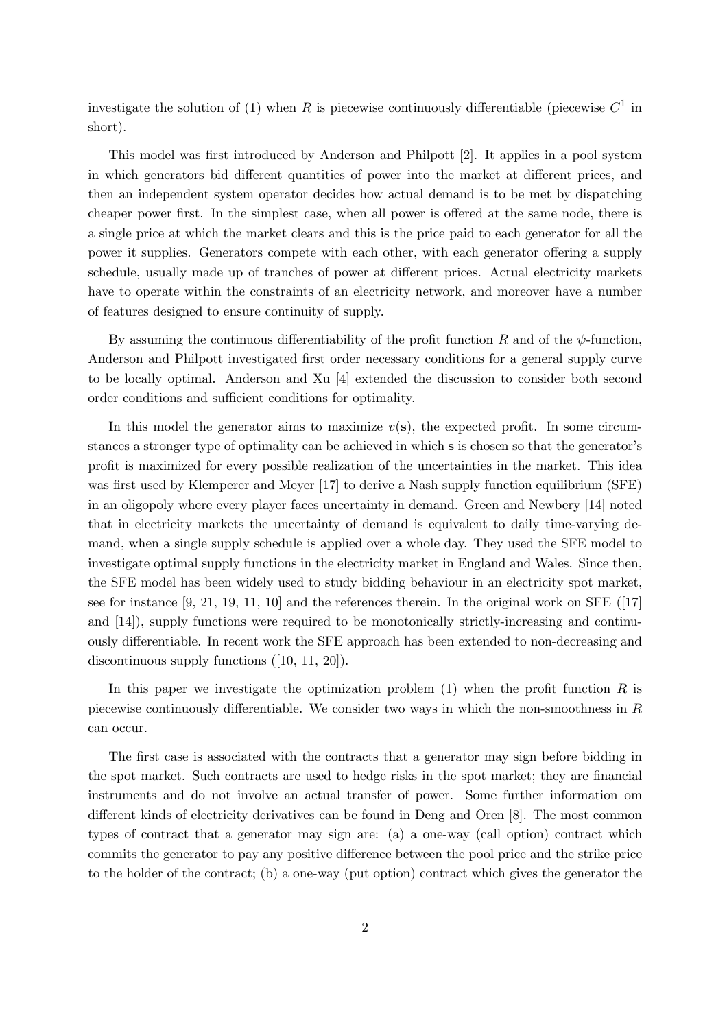investigate the solution of (1) when $R$ is piecewise continuously differentiable (piecewise $C^1$ in short).

This model was first introduced by Anderson and Philpott [2]. It applies in a pool system in which generators bid different quantities of power into the market at different prices, and then an independent system operator decides how actual demand is to be met by dispatching cheaper power first. In the simplest case, when all power is offered at the same node, there is a single price at which the market clears and this is the price paid to each generator for all the power it supplies. Generators compete with each other, with each generator offering a supply schedule, usually made up of tranches of power at different prices. Actual electricity markets have to operate within the constraints of an electricity network, and moreover have a number of features designed to ensure continuity of supply.

By assuming the continuous differentiability of the profit function $R$ and of the $\psi$-function, Anderson and Philpott investigated first order necessary conditions for a general supply curve to be locally optimal. Anderson and Xu [4] extended the discussion to consider both second order conditions and sufficient conditions for optimality.

In this model the generator aims to maximize $v(\mathbf{s})$, the expected profit. In some circumstances a stronger type of optimality can be achieved in which $\mathbf{s}$ is chosen so that the generator's profit is maximized for every possible realization of the uncertainties in the market. This idea was first used by Klemperer and Meyer [17] to derive a Nash supply function equilibrium (SFE) in an oligopoly where every player faces uncertainty in demand. Green and Newbery [14] noted that in electricity markets the uncertainty of demand is equivalent to daily time-varying demand, when a single supply schedule is applied over a whole day. They used the SFE model to investigate optimal supply functions in the electricity market in England and Wales. Since then, the SFE model has been widely used to study bidding behaviour in an electricity spot market, see for instance [9, 21, 19, 11, 10] and the references therein. In the original work on SFE ([17] and [14]), supply functions were required to be monotonically strictly-increasing and continuously differentiable. In recent work the SFE approach has been extended to non-decreasing and discontinuous supply functions ([10, 11, 20]).

In this paper we investigate the optimization problem (1) when the profit function $R$ is piecewise continuously differentiable. We consider two ways in which the non-smoothness in $R$ can occur.

The first case is associated with the contracts that a generator may sign before bidding in the spot market. Such contracts are used to hedge risks in the spot market; they are financial instruments and do not involve an actual transfer of power. Some further information om different kinds of electricity derivatives can be found in Deng and Oren [8]. The most common types of contract that a generator may sign are: (a) a one-way (call option) contract which commits the generator to pay any positive difference between the pool price and the strike price to the holder of the contract; (b) a one-way (put option) contract which gives the generator the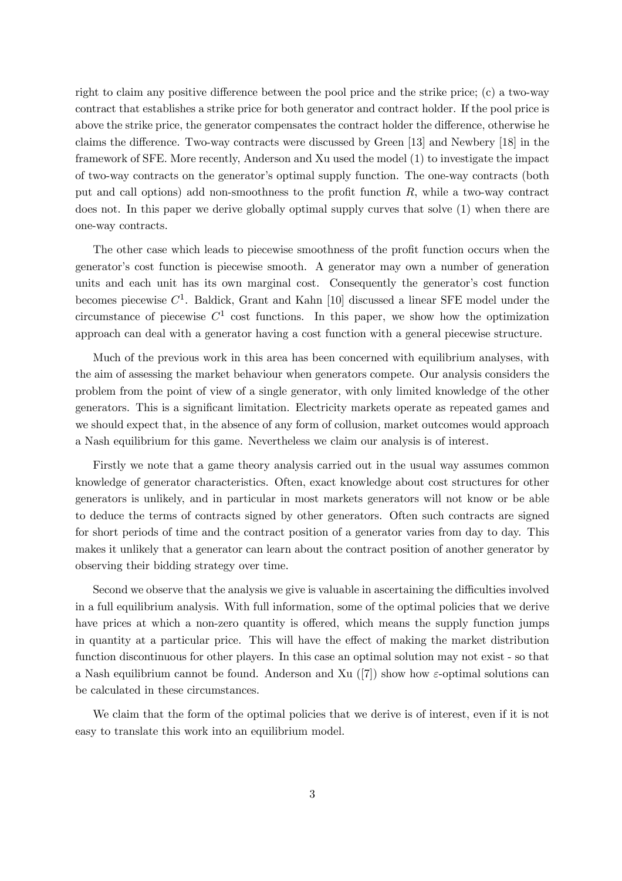right to claim any positive difference between the pool price and the strike price; (c) a two-way contract that establishes a strike price for both generator and contract holder. If the pool price is above the strike price, the generator compensates the contract holder the difference, otherwise he claims the difference. Two-way contracts were discussed by Green [13] and Newbery [18] in the framework of SFE. More recently, Anderson and Xu used the model (1) to investigate the impact of two-way contracts on the generator's optimal supply function. The one-way contracts (both put and call options) add non-smoothness to the profit function $R$, while a two-way contract does not. In this paper we derive globally optimal supply curves that solve (1) when there are one-way contracts.

The other case which leads to piecewise smoothness of the profit function occurs when the generator's cost function is piecewise smooth. A generator may own a number of generation units and each unit has its own marginal cost. Consequently the generator's cost function becomes piecewise $C^1$. Baldick, Grant and Kahn [10] discussed a linear SFE model under the circumstance of piecewise $C^1$ cost functions. In this paper, we show how the optimization approach can deal with a generator having a cost function with a general piecewise structure.

Much of the previous work in this area has been concerned with equilibrium analyses, with the aim of assessing the market behaviour when generators compete. Our analysis considers the problem from the point of view of a single generator, with only limited knowledge of the other generators. This is a significant limitation. Electricity markets operate as repeated games and we should expect that, in the absence of any form of collusion, market outcomes would approach a Nash equilibrium for this game. Nevertheless we claim our analysis is of interest.

Firstly we note that a game theory analysis carried out in the usual way assumes common knowledge of generator characteristics. Often, exact knowledge about cost structures for other generators is unlikely, and in particular in most markets generators will not know or be able to deduce the terms of contracts signed by other generators. Often such contracts are signed for short periods of time and the contract position of a generator varies from day to day. This makes it unlikely that a generator can learn about the contract position of another generator by observing their bidding strategy over time.

Second we observe that the analysis we give is valuable in ascertaining the difficulties involved in a full equilibrium analysis. With full information, some of the optimal policies that we derive have prices at which a non-zero quantity is offered, which means the supply function jumps in quantity at a particular price. This will have the effect of making the market distribution function discontinuous for other players. In this case an optimal solution may not exist - so that a Nash equilibrium cannot be found. Anderson and Xu ([7]) show how $\varepsilon$-optimal solutions can be calculated in these circumstances.

We claim that the form of the optimal policies that we derive is of interest, even if it is not easy to translate this work into an equilibrium model.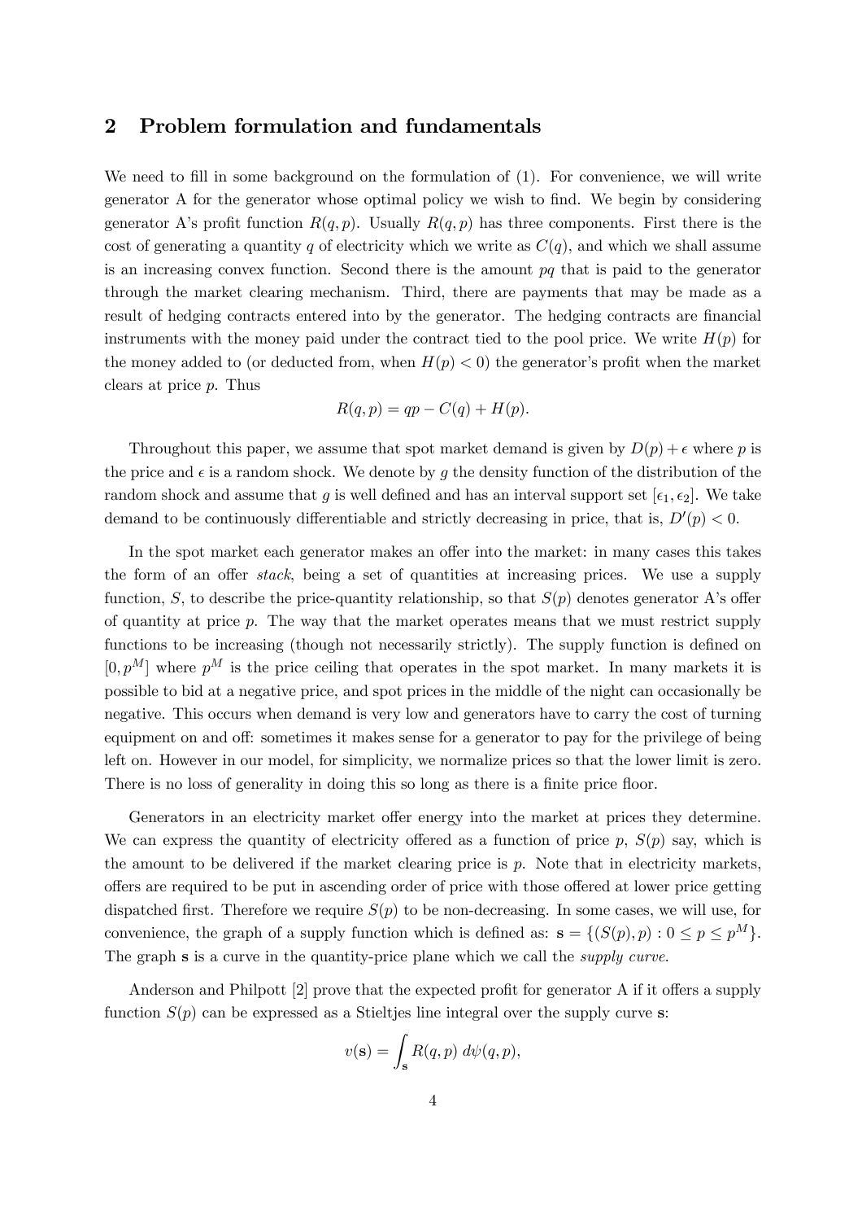## 2 Problem formulation and fundamentals

We need to fill in some background on the formulation of (1). For convenience, we will write generator A for the generator whose optimal policy we wish to find. We begin by considering generator A's profit function $R(q,p)$. Usually $R(q,p)$ has three components. First there is the cost of generating a quantity $q$ of electricity which we write as $C(q)$, and which we shall assume is an increasing convex function. Second there is the amount $pq$ that is paid to the generator through the market clearing mechanism. Third, there are payments that may be made as a result of hedging contracts entered into by the generator. The hedging contracts are financial instruments with the money paid under the contract tied to the pool price. We write $H(p)$ for the money added to (or deducted from, when $H(p) < 0$) the generator's profit when the market clears at price $p$. Thus

$$R(q,p) = qp - C(q) + H(p).$$

Throughout this paper, we assume that spot market demand is given by $D(p) + \epsilon$ where $p$ is the price and $\epsilon$ is a random shock. We denote by $g$ the density function of the distribution of the random shock and assume that $g$ is well defined and has an interval support set $[\epsilon_1, \epsilon_2]$. We take demand to be continuously differentiable and strictly decreasing in price, that is, $D'(p) < 0$.

In the spot market each generator makes an offer into the market: in many cases this takes the form of an offer *stack*, being a set of quantities at increasing prices. We use a supply function, $S$, to describe the price-quantity relationship, so that $S(p)$ denotes generator A's offer of quantity at price $p$. The way that the market operates means that we must restrict supply functions to be increasing (though not necessarily strictly). The supply function is defined on $[0, p^M]$ where $p^M$ is the price ceiling that operates in the spot market. In many markets it is possible to bid at a negative price, and spot prices in the middle of the night can occasionally be negative. This occurs when demand is very low and generators have to carry the cost of turning equipment on and off: sometimes it makes sense for a generator to pay for the privilege of being left on. However in our model, for simplicity, we normalize prices so that the lower limit is zero. There is no loss of generality in doing this so long as there is a finite price floor.

Generators in an electricity market offer energy into the market at prices they determine. We can express the quantity of electricity offered as a function of price $p$, $S(p)$ say, which is the amount to be delivered if the market clearing price is $p$. Note that in electricity markets, offers are required to be put in ascending order of price with those offered at lower price getting dispatched first. Therefore we require $S(p)$ to be non-decreasing. In some cases, we will use, for convenience, the graph of a supply function which is defined as: $\mathbf{s} = \{(S(p), p) : 0 \leq p \leq p^M\}$. The graph $\mathbf{s}$ is a curve in the quantity-price plane which we call the *supply curve*.

Anderson and Philpott [2] prove that the expected profit for generator A if it offers a supply function $S(p)$ can be expressed as a Stieltjes line integral over the supply curve $\mathbf{s}$:

$$v(\mathbf{s}) = \int_{\mathbf{s}} R(q,p)\; d\psi(q,p),$$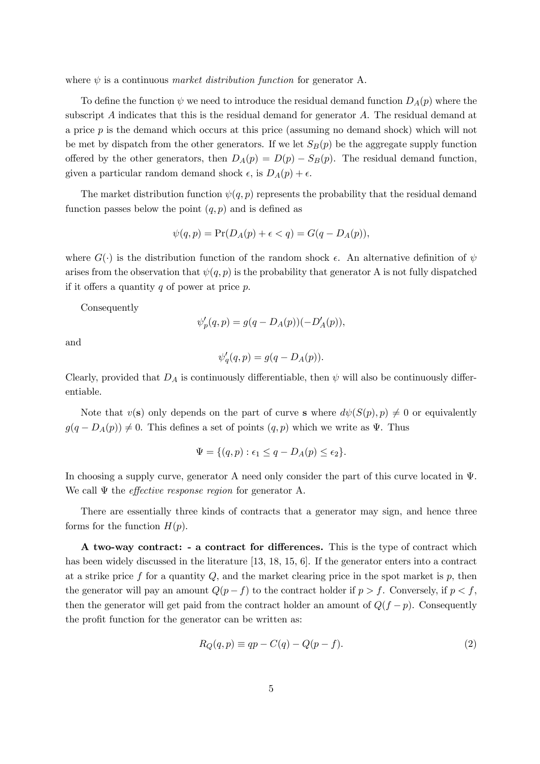where $\psi$ is a continuous *market distribution function* for generator A.

To define the function $\psi$ we need to introduce the residual demand function $D_A(p)$ where the subscript $A$ indicates that this is the residual demand for generator $A$. The residual demand at a price $p$ is the demand which occurs at this price (assuming no demand shock) which will not be met by dispatch from the other generators. If we let $S_B(p)$ be the aggregate supply function offered by the other generators, then $D_A(p) = D(p) - S_B(p)$. The residual demand function, given a particular random demand shock $\epsilon$, is $D_A(p) + \epsilon$.

The market distribution function $\psi(q,p)$ represents the probability that the residual demand function passes below the point $(q,p)$ and is defined as

$$\psi(q,p) = \Pr(D_A(p) + \epsilon < q) = G(q - D_A(p)),$$

where $G(\cdot)$ is the distribution function of the random shock $\epsilon$. An alternative definition of $\psi$ arises from the observation that $\psi(q,p)$ is the probability that generator A is not fully dispatched if it offers a quantity $q$ of power at price $p$.

Consequently

$$\psi'_p(q,p) = g(q - D_A(p))(-D'_A(p)),$$

and

$$\psi'_q(q,p) = g(q - D_A(p)).$$

Clearly, provided that $D_A$ is continuously differentiable, then $\psi$ will also be continuously differentiable.

Note that $v(\mathbf{s})$ only depends on the part of curve $\mathbf{s}$ where $d\psi(S(p),p) \neq 0$ or equivalently $g(q - D_A(p)) \neq 0$. This defines a set of points $(q,p)$ which we write as $\Psi$. Thus

$$\Psi = \{(q,p) : \epsilon_1 \leq q - D_A(p) \leq \epsilon_2\}.$$

In choosing a supply curve, generator A need only consider the part of this curve located in $\Psi$. We call $\Psi$ the *effective response region* for generator A.

There are essentially three kinds of contracts that a generator may sign, and hence three forms for the function $H(p)$.

**A two-way contract: - a contract for differences.** This is the type of contract which has been widely discussed in the literature [13, 18, 15, 6]. If the generator enters into a contract at a strike price $f$ for a quantity $Q$, and the market clearing price in the spot market is $p$, then the generator will pay an amount $Q(p - f)$ to the contract holder if $p > f$. Conversely, if $p < f$, then the generator will get paid from the contract holder an amount of $Q(f - p)$. Consequently the profit function for the generator can be written as:

$$R_Q(q,p) \equiv qp - C(q) - Q(p - f). \tag{2}$$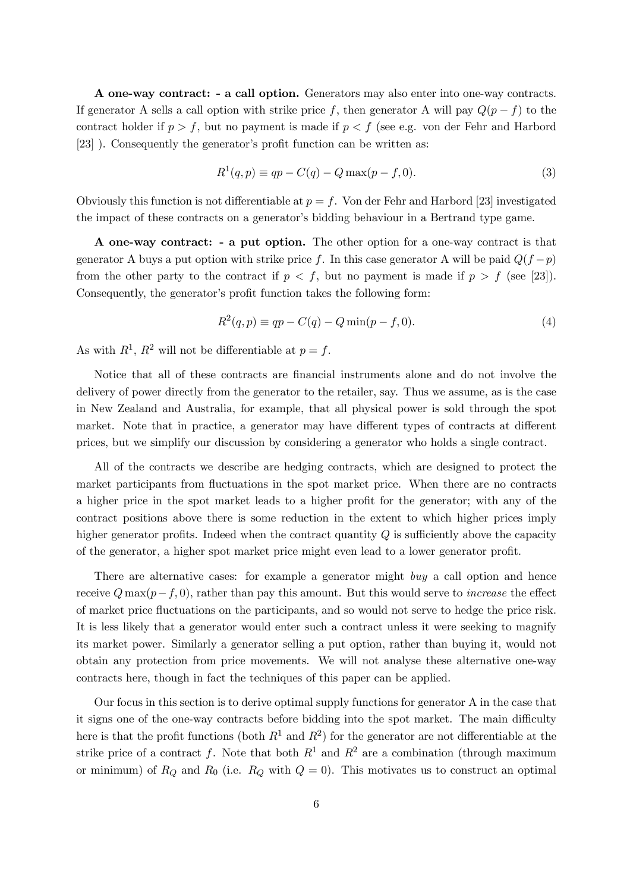**A one-way contract: - a call option.** Generators may also enter into one-way contracts. If generator A sells a call option with strike price $f$, then generator A will pay $Q(p-f)$ to the contract holder if $p > f$, but no payment is made if $p < f$ (see e.g. von der Fehr and Harbord [23] ). Consequently the generator's profit function can be written as:

$$R^1(q,p) \equiv qp - C(q) - Q\max(p-f,0). \tag{3}$$

Obviously this function is not differentiable at $p = f$. Von der Fehr and Harbord [23] investigated the impact of these contracts on a generator's bidding behaviour in a Bertrand type game.

**A one-way contract: - a put option.** The other option for a one-way contract is that generator A buys a put option with strike price $f$. In this case generator A will be paid $Q(f-p)$ from the other party to the contract if $p < f$, but no payment is made if $p > f$ (see [23]). Consequently, the generator's profit function takes the following form:

$$R^2(q,p) \equiv qp - C(q) - Q\min(p-f,0). \tag{4}$$

As with $R^1$, $R^2$ will not be differentiable at $p = f$.

Notice that all of these contracts are financial instruments alone and do not involve the delivery of power directly from the generator to the retailer, say. Thus we assume, as is the case in New Zealand and Australia, for example, that all physical power is sold through the spot market. Note that in practice, a generator may have different types of contracts at different prices, but we simplify our discussion by considering a generator who holds a single contract.

All of the contracts we describe are hedging contracts, which are designed to protect the market participants from fluctuations in the spot market price. When there are no contracts a higher price in the spot market leads to a higher profit for the generator; with any of the contract positions above there is some reduction in the extent to which higher prices imply higher generator profits. Indeed when the contract quantity $Q$ is sufficiently above the capacity of the generator, a higher spot market price might even lead to a lower generator profit.

There are alternative cases: for example a generator might *buy* a call option and hence receive $Q\max(p-f,0)$, rather than pay this amount. But this would serve to *increase* the effect of market price fluctuations on the participants, and so would not serve to hedge the price risk. It is less likely that a generator would enter such a contract unless it were seeking to magnify its market power. Similarly a generator selling a put option, rather than buying it, would not obtain any protection from price movements. We will not analyse these alternative one-way contracts here, though in fact the techniques of this paper can be applied.

Our focus in this section is to derive optimal supply functions for generator A in the case that it signs one of the one-way contracts before bidding into the spot market. The main difficulty here is that the profit functions (both $R^1$ and $R^2$) for the generator are not differentiable at the strike price of a contract $f$. Note that both $R^1$ and $R^2$ are a combination (through maximum or minimum) of $R_Q$ and $R_0$ (i.e. $R_Q$ with $Q = 0$). This motivates us to construct an optimal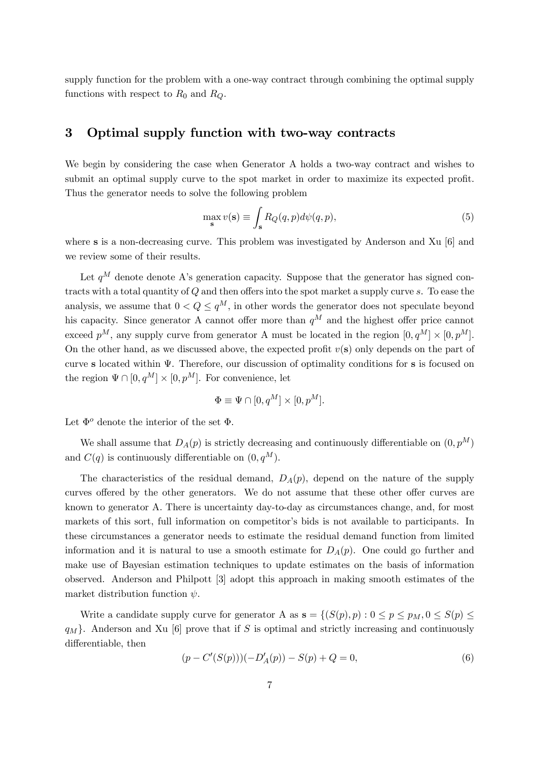supply function for the problem with a one-way contract through combining the optimal supply functions with respect to $R_0$ and $R_Q$.

## 3 Optimal supply function with two-way contracts

We begin by considering the case when Generator A holds a two-way contract and wishes to submit an optimal supply curve to the spot market in order to maximize its expected profit. Thus the generator needs to solve the following problem

$$\max_{\mathbf{s}} v(\mathbf{s}) \equiv \int_{\mathbf{s}} R_Q(q,p) d\psi(q,p), \tag{5}$$

where $\mathbf{s}$ is a non-decreasing curve. This problem was investigated by Anderson and Xu [6] and we review some of their results.

Let $q^M$ denote denote A's generation capacity. Suppose that the generator has signed contracts with a total quantity of $Q$ and then offers into the spot market a supply curve $s$. To ease the analysis, we assume that $0 < Q \leq q^M$, in other words the generator does not speculate beyond his capacity. Since generator A cannot offer more than $q^M$ and the highest offer price cannot exceed $p^M$, any supply curve from generator A must be located in the region $[0, q^M] \times [0, p^M]$. On the other hand, as we discussed above, the expected profit $v(\mathbf{s})$ only depends on the part of curve $\mathbf{s}$ located within $\Psi$. Therefore, our discussion of optimality conditions for $\mathbf{s}$ is focused on the region $\Psi \cap [0, q^M] \times [0, p^M]$. For convenience, let

$$\Phi \equiv \Psi \cap [0, q^M] \times [0, p^M].$$

Let $\Phi^o$ denote the interior of the set $\Phi$.

We shall assume that $D_A(p)$ is strictly decreasing and continuously differentiable on $(0, p^M)$ and $C(q)$ is continuously differentiable on $(0, q^M)$.

The characteristics of the residual demand, $D_A(p)$, depend on the nature of the supply curves offered by the other generators. We do not assume that these other offer curves are known to generator A. There is uncertainty day-to-day as circumstances change, and, for most markets of this sort, full information on competitor's bids is not available to participants. In these circumstances a generator needs to estimate the residual demand function from limited information and it is natural to use a smooth estimate for $D_A(p)$. One could go further and make use of Bayesian estimation techniques to update estimates on the basis of information observed. Anderson and Philpott [3] adopt this approach in making smooth estimates of the market distribution function $\psi$.

Write a candidate supply curve for generator A as $\mathbf{s} = \{(S(p), p) : 0 \leq p \leq p_M, 0 \leq S(p) \leq q_M\}$. Anderson and Xu [6] prove that if $S$ is optimal and strictly increasing and continuously differentiable, then

$$(p - C'(S(p)))(-D_A'(p)) - S(p) + Q = 0, \tag{6}$$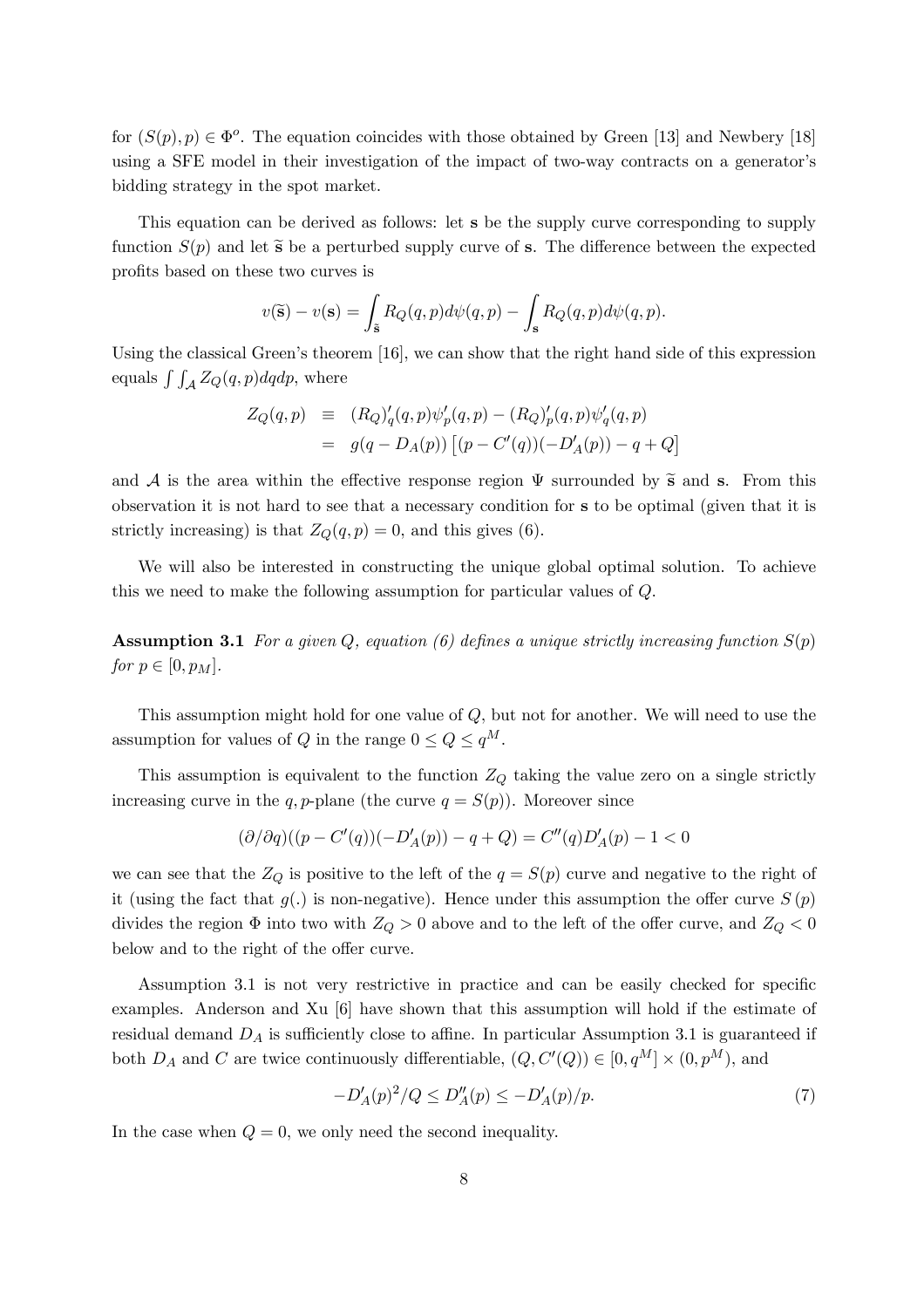for $(S(p), p) \in \Phi^o$. The equation coincides with those obtained by Green [13] and Newbery [18] using a SFE model in their investigation of the impact of two-way contracts on a generator's bidding strategy in the spot market.

This equation can be derived as follows: let $\mathbf{s}$ be the supply curve corresponding to supply function $S(p)$ and let $\widetilde{\mathbf{s}}$ be a perturbed supply curve of $\mathbf{s}$. The difference between the expected profits based on these two curves is

$$v(\widetilde{\mathbf{s}}) - v(\mathbf{s}) = \int_{\widetilde{\mathbf{s}}} R_Q(q,p) d\psi(q,p) - \int_{\mathbf{s}} R_Q(q,p) d\psi(q,p).$$

Using the classical Green's theorem [16], we can show that the right hand side of this expression equals $\int\int_{\mathcal{A}} Z_Q(q,p) dq dp$, where

$$\begin{aligned} Z_Q(q,p) &\equiv (R_Q)'_q(q,p)\psi'_p(q,p) - (R_Q)'_p(q,p)\psi'_q(q,p) \\ &= g(q - D_A(p)) \left[ (p - C'(q))(-D'_A(p)) - q + Q \right] \end{aligned}$$

and $\mathcal{A}$ is the area within the effective response region $\Psi$ surrounded by $\widetilde{\mathbf{s}}$ and $\mathbf{s}$. From this observation it is not hard to see that a necessary condition for $\mathbf{s}$ to be optimal (given that it is strictly increasing) is that $Z_Q(q,p) = 0$, and this gives (6).

We will also be interested in constructing the unique global optimal solution. To achieve this we need to make the following assumption for particular values of $Q$.

**Assumption 3.1** *For a given $Q$, equation (6) defines a unique strictly increasing function $S(p)$ for $p \in [0, p_M]$.*

This assumption might hold for one value of $Q$, but not for another. We will need to use the assumption for values of $Q$ in the range $0 \le Q \le q^M$.

This assumption is equivalent to the function $Z_Q$ taking the value zero on a single strictly increasing curve in the $q,p$-plane (the curve $q = S(p)$). Moreover since

$$(\partial/\partial q)((p - C'(q))(-D'_A(p)) - q + Q) = C''(q)D'_A(p) - 1 < 0$$

we can see that the $Z_Q$ is positive to the left of the $q = S(p)$ curve and negative to the right of it (using the fact that $g(.)$ is non-negative). Hence under this assumption the offer curve $S(p)$ divides the region $\Phi$ into two with $Z_Q > 0$ above and to the left of the offer curve, and $Z_Q < 0$ below and to the right of the offer curve.

Assumption 3.1 is not very restrictive in practice and can be easily checked for specific examples. Anderson and Xu [6] have shown that this assumption will hold if the estimate of residual demand $D_A$ is sufficiently close to affine. In particular Assumption 3.1 is guaranteed if both $D_A$ and $C$ are twice continuously differentiable, $(Q, C'(Q)) \in [0, q^M] \times (0, p^M)$, and

$$-D'_A(p)^2/Q \le D''_A(p) \le -D'_A(p)/p. \tag{7}$$

In the case when $Q = 0$, we only need the second inequality.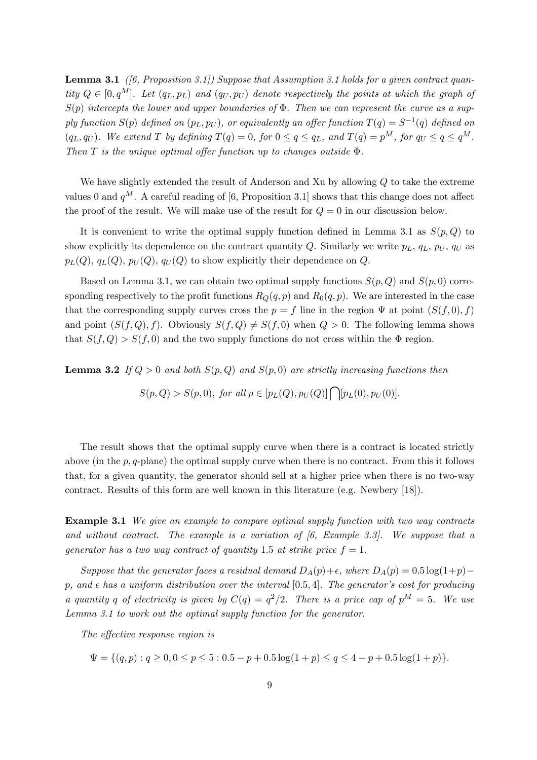**Lemma 3.1** *([6, Proposition 3.1]) Suppose that Assumption 3.1 holds for a given contract quantity $Q \in [0, q^M]$. Let $(q_L, p_L)$ and $(q_U, p_U)$ denote respectively the points at which the graph of $S(p)$ intercepts the lower and upper boundaries of $\Phi$. Then we can represent the curve as a supply function $S(p)$ defined on $(p_L, p_U)$, or equivalently an offer function $T(q) = S^{-1}(q)$ defined on $(q_L, q_U)$. We extend $T$ by defining $T(q) = 0$, for $0 \le q \le q_L$, and $T(q) = p^M$, for $q_U \le q \le q^M$. Then $T$ is the unique optimal offer function up to changes outside $\Phi$.*

We have slightly extended the result of Anderson and Xu by allowing $Q$ to take the extreme values 0 and $q^M$. A careful reading of [6, Proposition 3.1] shows that this change does not affect the proof of the result. We will make use of the result for $Q = 0$ in our discussion below.

It is convenient to write the optimal supply function defined in Lemma 3.1 as $S(p, Q)$ to show explicitly its dependence on the contract quantity $Q$. Similarly we write $p_L$, $q_L$, $p_U$, $q_U$ as $p_L(Q)$, $q_L(Q)$, $p_U(Q)$, $q_U(Q)$ to show explicitly their dependence on $Q$.

Based on Lemma 3.1, we can obtain two optimal supply functions $S(p, Q)$ and $S(p, 0)$ corresponding respectively to the profit functions $R_Q(q, p)$ and $R_0(q, p)$. We are interested in the case that the corresponding supply curves cross the $p = f$ line in the region $\Psi$ at point $(S(f, 0), f)$ and point $(S(f, Q), f)$. Obviously $S(f, Q) \neq S(f, 0)$ when $Q > 0$. The following lemma shows that $S(f, Q) > S(f, 0)$ and the two supply functions do not cross within the $\Phi$ region.

**Lemma 3.2** *If $Q > 0$ and both $S(p, Q)$ and $S(p, 0)$ are strictly increasing functions then*

$$S(p, Q) > S(p, 0), \text{ for all } p \in [p_L(Q), p_U(Q)] \bigcap [p_L(0), p_U(0)].$$

The result shows that the optimal supply curve when there is a contract is located strictly above (in the $p, q$-plane) the optimal supply curve when there is no contract. From this it follows that, for a given quantity, the generator should sell at a higher price when there is no two-way contract. Results of this form are well known in this literature (e.g. Newbery [18]).

**Example 3.1** *We give an example to compare optimal supply function with two way contracts and without contract. The example is a variation of [6, Example 3.3]. We suppose that a generator has a two way contract of quantity 1.5 at strike price $f = 1$.*

*Suppose that the generator faces a residual demand $D_A(p) + \epsilon$, where $D_A(p) = 0.5 \log(1+p) - p$, and $\epsilon$ has a uniform distribution over the interval $[0.5, 4]$. The generator's cost for producing a quantity $q$ of electricity is given by $C(q) = q^2/2$. There is a price cap of $p^M = 5$. We use Lemma 3.1 to work out the optimal supply function for the generator.*

*The effective response region is*

$$\Psi = \{(q, p) : q \ge 0, 0 \le p \le 5 : 0.5 - p + 0.5 \log(1 + p) \le q \le 4 - p + 0.5 \log(1 + p)\}.$$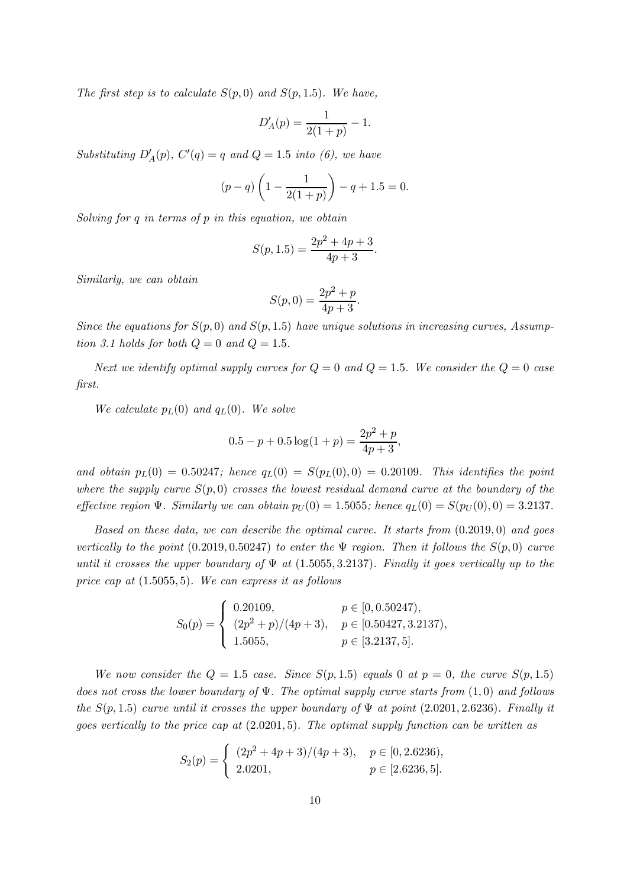*The first step is to calculate $S(p, 0)$ and $S(p, 1.5)$. We have,*

$$D'_A(p) = \frac{1}{2(1+p)} - 1.$$

*Substituting $D'_A(p)$, $C'(q) = q$ and $Q = 1.5$ into (6), we have*

$$(p - q)\left(1 - \frac{1}{2(1+p)}\right) - q + 1.5 = 0.$$

*Solving for $q$ in terms of $p$ in this equation, we obtain*

$$S(p, 1.5) = \frac{2p^2 + 4p + 3}{4p + 3}.$$

*Similarly, we can obtain*

$$S(p, 0) = \frac{2p^2 + p}{4p + 3}.$$

*Since the equations for $S(p, 0)$ and $S(p, 1.5)$ have unique solutions in increasing curves, Assumption 3.1 holds for both $Q = 0$ and $Q = 1.5$.*

*Next we identify optimal supply curves for $Q = 0$ and $Q = 1.5$. We consider the $Q = 0$ case first.*

*We calculate $p_L(0)$ and $q_L(0)$. We solve*

$$0.5 - p + 0.5\log(1 + p) = \frac{2p^2 + p}{4p + 3},$$

*and obtain $p_L(0) = 0.50247$; hence $q_L(0) = S(p_L(0), 0) = 0.20109$. This identifies the point where the supply curve $S(p, 0)$ crosses the lowest residual demand curve at the boundary of the effective region $\Psi$. Similarly we can obtain $p_U(0) = 1.5055$; hence $q_L(0) = S(p_U(0), 0) = 3.2137$.*

*Based on these data, we can describe the optimal curve. It starts from $(0.2019, 0)$ and goes vertically to the point $(0.2019, 0.50247)$ to enter the $\Psi$ region. Then it follows the $S(p, 0)$ curve until it crosses the upper boundary of $\Psi$ at $(1.5055, 3.2137)$. Finally it goes vertically up to the price cap at $(1.5055, 5)$. We can express it as follows*

$$S_0(p) = \begin{cases} 0.20109, & p \in [0, 0.50247), \\ (2p^2 + p)/(4p + 3), & p \in [0.50427, 3.2137), \\ 1.5055, & p \in [3.2137, 5]. \end{cases}$$

*We now consider the $Q = 1.5$ case. Since $S(p, 1.5)$ equals 0 at $p = 0$, the curve $S(p, 1.5)$ does not cross the lower boundary of $\Psi$. The optimal supply curve starts from $(1, 0)$ and follows the $S(p, 1.5)$ curve until it crosses the upper boundary of $\Psi$ at point $(2.0201, 2.6236)$. Finally it goes vertically to the price cap at $(2.0201, 5)$. The optimal supply function can be written as*

$$S_2(p) = \begin{cases} (2p^2 + 4p + 3)/(4p + 3), & p \in [0, 2.6236), \\ 2.0201, & p \in [2.6236, 5]. \end{cases}$$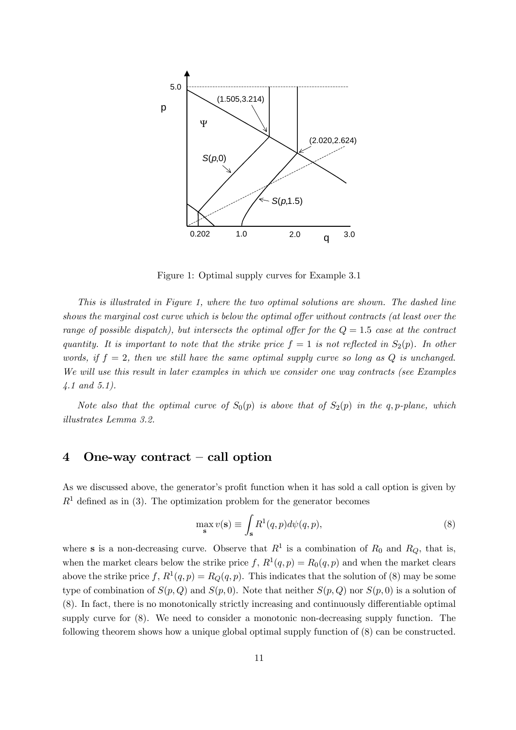Figure 1: Optimal supply curves for Example 3.1

*This is illustrated in Figure 1, where the two optimal solutions are shown. The dashed line shows the marginal cost curve which is below the optimal offer without contracts (at least over the range of possible dispatch), but intersects the optimal offer for the $Q = 1.5$ case at the contract quantity. It is important to note that the strike price $f = 1$ is not reflected in $S_2(p)$. In other words, if $f = 2$, then we still have the same optimal supply curve so long as $Q$ is unchanged. We will use this result in later examples in which we consider one way contracts (see Examples 4.1 and 5.1).*

*Note also that the optimal curve of $S_0(p)$ is above that of $S_2(p)$ in the $q,p$-plane, which illustrates Lemma 3.2.*

## 4 One-way contract – call option

As we discussed above, the generator's profit function when it has sold a call option is given by $R^1$ defined as in (3). The optimization problem for the generator becomes

$$\max_{\mathbf{s}} v(\mathbf{s}) \equiv \int_{\mathbf{s}} R^1(q,p)d\psi(q,p), \tag{8}$$

where $\mathbf{s}$ is a non-decreasing curve. Observe that $R^1$ is a combination of $R_0$ and $R_Q$, that is, when the market clears below the strike price $f$, $R^1(q,p) = R_0(q,p)$ and when the market clears above the strike price $f$, $R^1(q,p) = R_Q(q,p)$. This indicates that the solution of (8) may be some type of combination of $S(p,Q)$ and $S(p,0)$. Note that neither $S(p,Q)$ nor $S(p,0)$ is a solution of (8). In fact, there is no monotonically strictly increasing and continuously differentiable optimal supply curve for (8). We need to consider a monotonic non-decreasing supply function. The following theorem shows how a unique global optimal supply function of (8) can be constructed.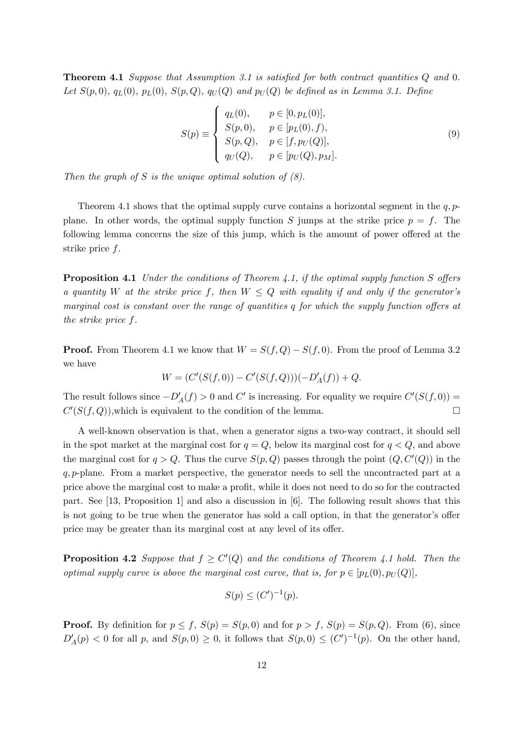**Theorem 4.1** *Suppose that Assumption 3.1 is satisfied for both contract quantities $Q$ and 0. Let $S(p,0)$, $q_L(0)$, $p_L(0)$, $S(p,Q)$, $q_U(Q)$ and $p_U(Q)$ be defined as in Lemma 3.1. Define*

$$S(p) \equiv \begin{cases} q_L(0), & p \in [0, p_L(0)], \\ S(p,0), & p \in [p_L(0), f), \\ S(p,Q), & p \in [f, p_U(Q)], \\ q_U(Q), & p \in [p_U(Q), p_M]. \end{cases} \tag{9}$$

*Then the graph of $S$ is the unique optimal solution of (8).*

Theorem 4.1 shows that the optimal supply curve contains a horizontal segment in the $q,p$-plane. In other words, the optimal supply function $S$ jumps at the strike price $p = f$. The following lemma concerns the size of this jump, which is the amount of power offered at the strike price $f$.

**Proposition 4.1** *Under the conditions of Theorem 4.1, if the optimal supply function $S$ offers a quantity $W$ at the strike price $f$, then $W \leq Q$ with equality if and only if the generator's marginal cost is constant over the range of quantities $q$ for which the supply function offers at the strike price $f$.*

**Proof.** From Theorem 4.1 we know that $W = S(f,Q) - S(f,0)$. From the proof of Lemma 3.2 we have

$$W = (C'(S(f,0)) - C'(S(f,Q)))(-D'_A(f)) + Q.$$

The result follows since $-D'_A(f) > 0$ and $C'$ is increasing. For equality we require $C'(S(f,0)) = C'(S(f,Q))$,which is equivalent to the condition of the lemma. $\square$

A well-known observation is that, when a generator signs a two-way contract, it should sell in the spot market at the marginal cost for $q = Q$, below its marginal cost for $q < Q$, and above the marginal cost for $q > Q$. Thus the curve $S(p,Q)$ passes through the point $(Q, C'(Q))$ in the $q,p$-plane. From a market perspective, the generator needs to sell the uncontracted part at a price above the marginal cost to make a profit, while it does not need to do so for the contracted part. See [13, Proposition 1] and also a discussion in [6]. The following result shows that this is not going to be true when the generator has sold a call option, in that the generator's offer price may be greater than its marginal cost at any level of its offer.

**Proposition 4.2** *Suppose that $f \geq C'(Q)$ and the conditions of Theorem 4.1 hold. Then the optimal supply curve is above the marginal cost curve, that is, for $p \in [p_L(0), p_U(Q)]$,*

$$S(p) \leq (C')^{-1}(p).$$

**Proof.** By definition for $p \leq f$, $S(p) = S(p,0)$ and for $p > f$, $S(p) = S(p,Q)$. From (6), since $D'_A(p) < 0$ for all $p$, and $S(p,0) \geq 0$, it follows that $S(p,0) \leq (C')^{-1}(p)$. On the other hand,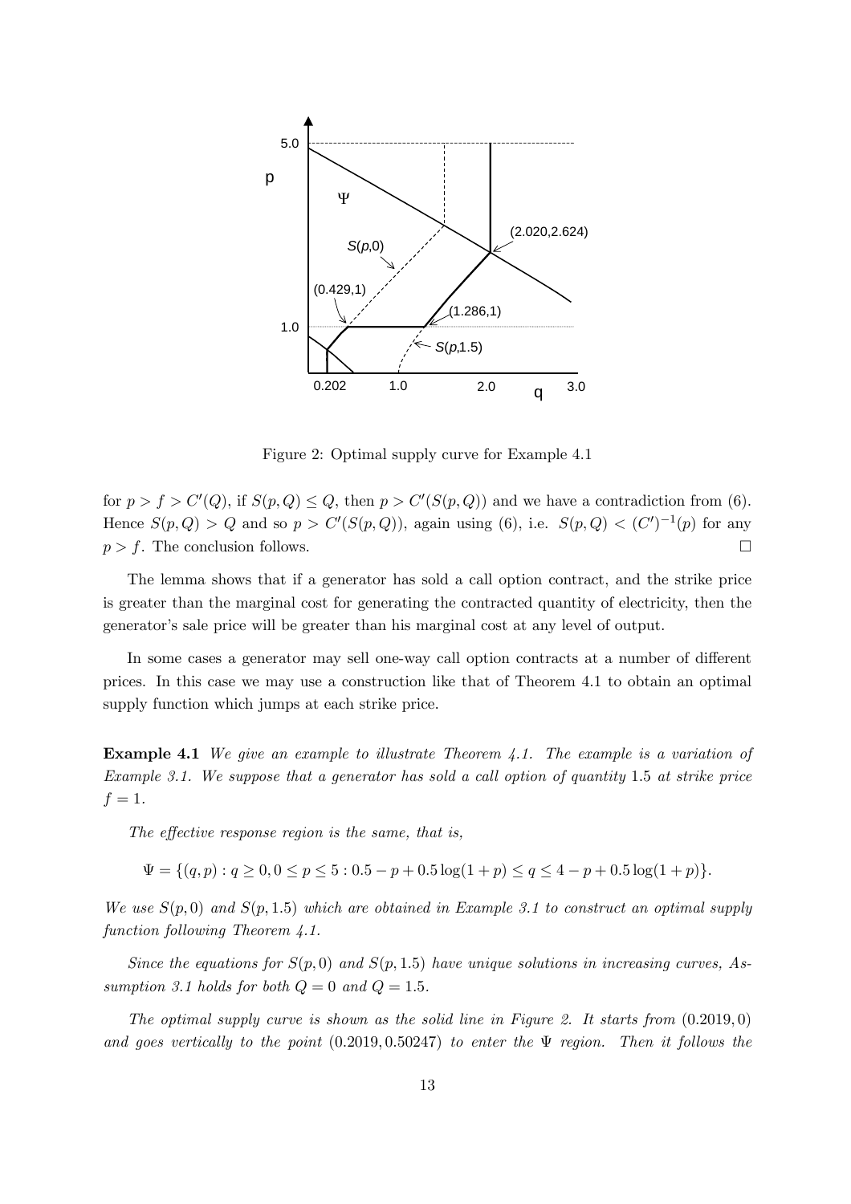Figure 2: Optimal supply curve for Example 4.1

for $p > f > C'(Q)$, if $S(p,Q) \le Q$, then $p > C'(S(p,Q))$ and we have a contradiction from (6). Hence $S(p,Q) > Q$ and so $p > C'(S(p,Q))$, again using (6), i.e. $S(p,Q) < (C')^{-1}(p)$ for any $p > f$. The conclusion follows. □

The lemma shows that if a generator has sold a call option contract, and the strike price is greater than the marginal cost for generating the contracted quantity of electricity, then the generator's sale price will be greater than his marginal cost at any level of output.

In some cases a generator may sell one-way call option contracts at a number of different prices. In this case we may use a construction like that of Theorem 4.1 to obtain an optimal supply function which jumps at each strike price.

**Example 4.1** *We give an example to illustrate Theorem 4.1. The example is a variation of Example 3.1. We suppose that a generator has sold a call option of quantity* 1.5 *at strike price* $f = 1$.

*The effective response region is the same, that is,*

$$\Psi = \{(q,p) : q \ge 0, 0 \le p \le 5 : 0.5 - p + 0.5\log(1+p) \le q \le 4 - p + 0.5\log(1+p)\}.$$

*We use* $S(p,0)$ *and* $S(p,1.5)$ *which are obtained in Example 3.1 to construct an optimal supply function following Theorem 4.1.*

*Since the equations for* $S(p,0)$ *and* $S(p,1.5)$ *have unique solutions in increasing curves, Assumption 3.1 holds for both* $Q = 0$ *and* $Q = 1.5$.

*The optimal supply curve is shown as the solid line in Figure 2. It starts from* $(0.2019, 0)$ *and goes vertically to the point* $(0.2019, 0.50247)$ *to enter the* $\Psi$ *region. Then it follows the*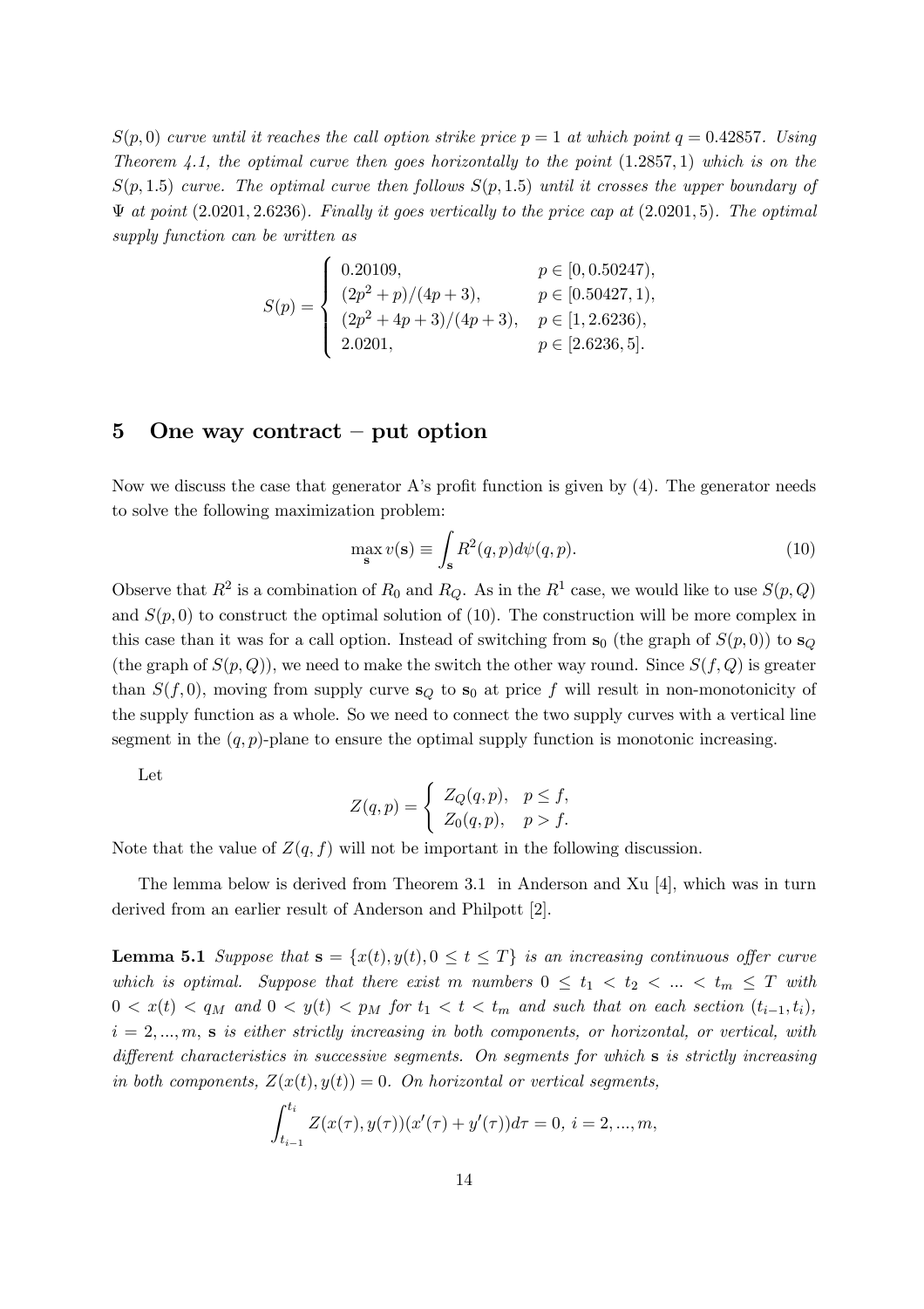*$S(p,0)$ curve until it reaches the call option strike price $p=1$ at which point $q=0.42857$. Using Theorem 4.1, the optimal curve then goes horizontally to the point $(1.2857,1)$ which is on the $S(p,1.5)$ curve. The optimal curve then follows $S(p,1.5)$ until it crosses the upper boundary of $\Psi$ at point $(2.0201,2.6236)$. Finally it goes vertically to the price cap at $(2.0201,5)$. The optimal supply function can be written as*

$$S(p)=\begin{cases} 0.20109, & p\in[0,0.50247),\\ (2p^2+p)/(4p+3), & p\in[0.50427,1),\\ (2p^2+4p+3)/(4p+3), & p\in[1,2.6236),\\ 2.0201, & p\in[2.6236,5]. \end{cases}$$

## 5 One way contract – put option

Now we discuss the case that generator A's profit function is given by (4). The generator needs to solve the following maximization problem:

$$\max_{\mathbf{s}} v(\mathbf{s})\equiv\int_{\mathbf{s}} R^2(q,p)d\psi(q,p). \tag{10}$$

Observe that $R^2$ is a combination of $R_0$ and $R_Q$. As in the $R^1$ case, we would like to use $S(p,Q)$ and $S(p,0)$ to construct the optimal solution of (10). The construction will be more complex in this case than it was for a call option. Instead of switching from $\mathbf{s}_0$ (the graph of $S(p,0)$) to $\mathbf{s}_Q$ (the graph of $S(p,Q)$), we need to make the switch the other way round. Since $S(f,Q)$ is greater than $S(f,0)$, moving from supply curve $\mathbf{s}_Q$ to $\mathbf{s}_0$ at price $f$ will result in non-monotonicity of the supply function as a whole. So we need to connect the two supply curves with a vertical line segment in the $(q,p)$-plane to ensure the optimal supply function is monotonic increasing.

Let

$$Z(q,p)=\begin{cases} Z_Q(q,p), & p\le f,\\ Z_0(q,p), & p>f. \end{cases}$$

Note that the value of $Z(q,f)$ will not be important in the following discussion.

The lemma below is derived from Theorem 3.1 in Anderson and Xu [4], which was in turn derived from an earlier result of Anderson and Philpott [2].

**Lemma 5.1** *Suppose that $\mathbf{s}=\{x(t),y(t),0\le t\le T\}$ is an increasing continuous offer curve which is optimal. Suppose that there exist $m$ numbers $0\le t_1<t_2<\ldots<t_m\le T$ with $0<x(t)<q_M$ and $0<y(t)<p_M$ for $t_1<t<t_m$ and such that on each section $(t_{i-1},t_i)$, $i=2,\ldots,m$, $\mathbf{s}$ is either strictly increasing in both components, or horizontal, or vertical, with different characteristics in successive segments. On segments for which $\mathbf{s}$ is strictly increasing in both components, $Z(x(t),y(t))=0$. On horizontal or vertical segments,*

$$\int_{t_{i-1}}^{t_i} Z(x(\tau),y(\tau))(x'(\tau)+y'(\tau))d\tau=0,\ i=2,\ldots,m,$$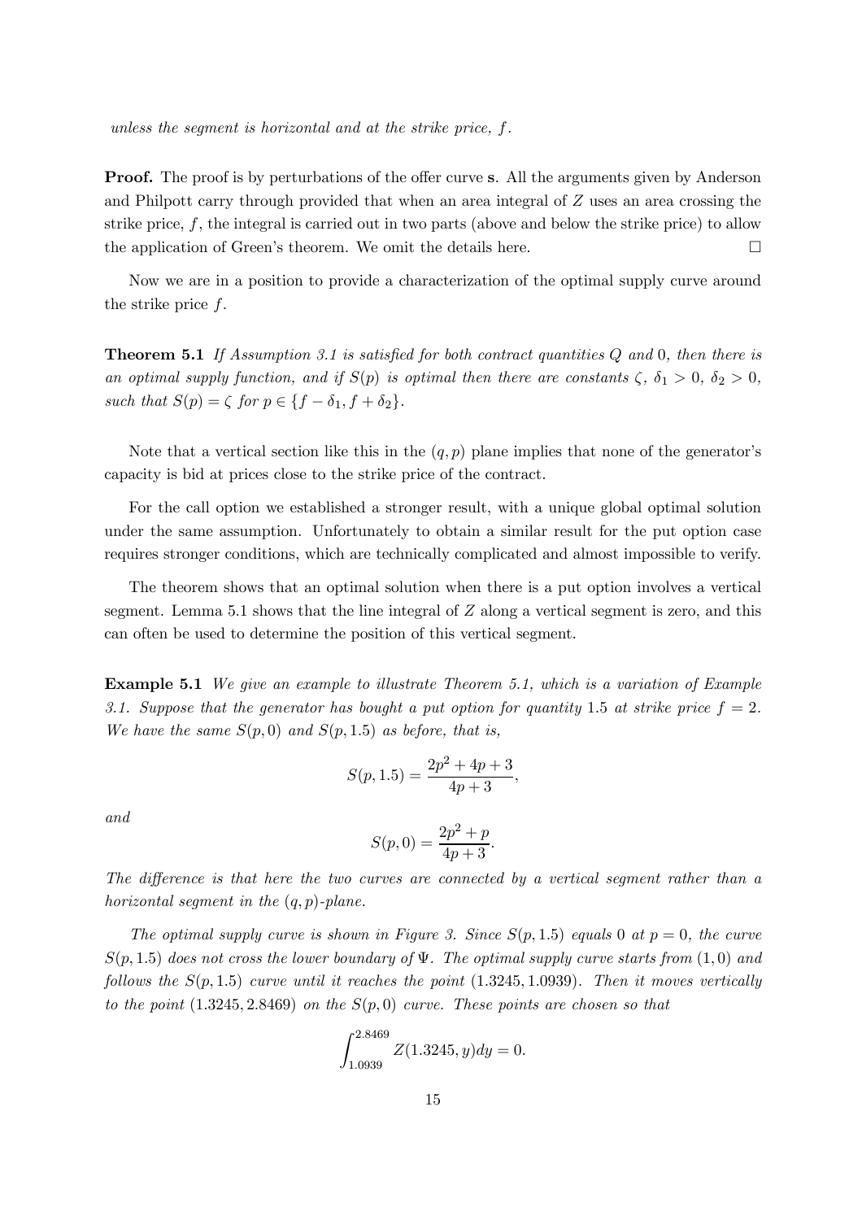*unless the segment is horizontal and at the strike price, $f$.*

**Proof.** The proof is by perturbations of the offer curve $\mathbf{s}$. All the arguments given by Anderson and Philpott carry through provided that when an area integral of $Z$ uses an area crossing the strike price, $f$, the integral is carried out in two parts (above and below the strike price) to allow the application of Green's theorem. We omit the details here. □

Now we are in a position to provide a characterization of the optimal supply curve around the strike price $f$.

**Theorem 5.1** *If Assumption 3.1 is satisfied for both contract quantities $Q$ and $0$, then there is an optimal supply function, and if $S(p)$ is optimal then there are constants $\zeta$, $\delta_1 > 0$, $\delta_2 > 0$, such that $S(p) = \zeta$ for $p \in \{f - \delta_1, f + \delta_2\}$.*

Note that a vertical section like this in the $(q, p)$ plane implies that none of the generator's capacity is bid at prices close to the strike price of the contract.

For the call option we established a stronger result, with a unique global optimal solution under the same assumption. Unfortunately to obtain a similar result for the put option case requires stronger conditions, which are technically complicated and almost impossible to verify.

The theorem shows that an optimal solution when there is a put option involves a vertical segment. Lemma 5.1 shows that the line integral of $Z$ along a vertical segment is zero, and this can often be used to determine the position of this vertical segment.

**Example 5.1** *We give an example to illustrate Theorem 5.1, which is a variation of Example 3.1. Suppose that the generator has bought a put option for quantity $1.5$ at strike price $f = 2$. We have the same $S(p, 0)$ and $S(p, 1.5)$ as before, that is,*

$$S(p, 1.5) = \frac{2p^2 + 4p + 3}{4p + 3},$$

*and*

$$S(p, 0) = \frac{2p^2 + p}{4p + 3}.$$

*The difference is that here the two curves are connected by a vertical segment rather than a horizontal segment in the $(q, p)$-plane.*

*The optimal supply curve is shown in Figure 3. Since $S(p, 1.5)$ equals $0$ at $p = 0$, the curve $S(p, 1.5)$ does not cross the lower boundary of $\Psi$. The optimal supply curve starts from $(1, 0)$ and follows the $S(p, 1.5)$ curve until it reaches the point $(1.3245, 1.0939)$. Then it moves vertically to the point $(1.3245, 2.8469)$ on the $S(p, 0)$ curve. These points are chosen so that*

$$\int_{1.0939}^{2.8469} Z(1.3245, y)dy = 0.$$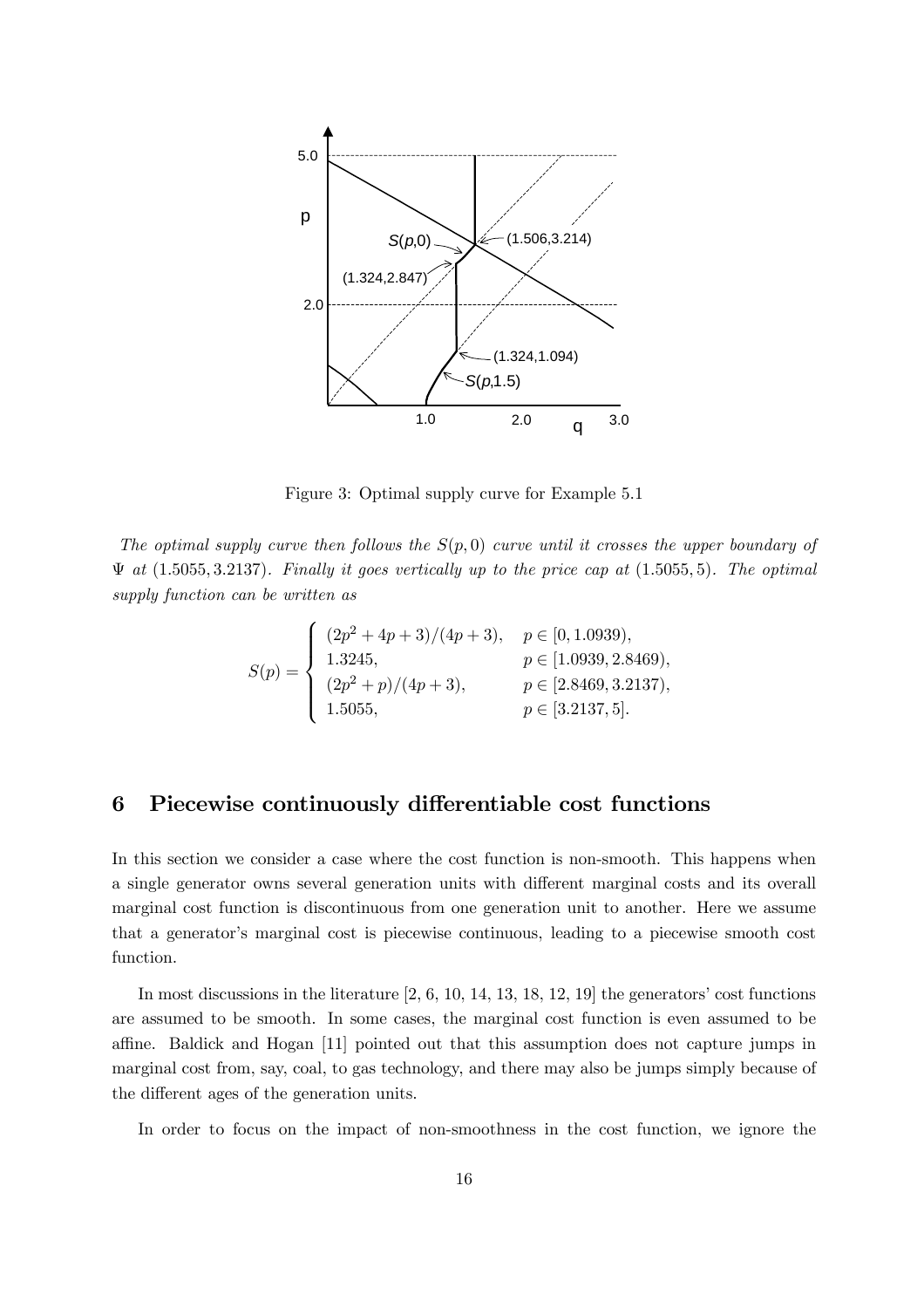Figure 3: Optimal supply curve for Example 5.1

*The optimal supply curve then follows the $S(p, 0)$ curve until it crosses the upper boundary of $\Psi$ at $(1.5055, 3.2137)$. Finally it goes vertically up to the price cap at $(1.5055, 5)$. The optimal supply function can be written as*

$$S(p) = \begin{cases} (2p^2 + 4p + 3)/(4p + 3), & p \in [0, 1.0939), \\ 1.3245, & p \in [1.0939, 2.8469), \\ (2p^2 + p)/(4p + 3), & p \in [2.8469, 3.2137), \\ 1.5055, & p \in [3.2137, 5]. \end{cases}$$

# 6 Piecewise continuously differentiable cost functions

In this section we consider a case where the cost function is non-smooth. This happens when a single generator owns several generation units with different marginal costs and its overall marginal cost function is discontinuous from one generation unit to another. Here we assume that a generator's marginal cost is piecewise continuous, leading to a piecewise smooth cost function.

In most discussions in the literature [2, 6, 10, 14, 13, 18, 12, 19] the generators' cost functions are assumed to be smooth. In some cases, the marginal cost function is even assumed to be affine. Baldick and Hogan [11] pointed out that this assumption does not capture jumps in marginal cost from, say, coal, to gas technology, and there may also be jumps simply because of the different ages of the generation units.

In order to focus on the impact of non-smoothness in the cost function, we ignore the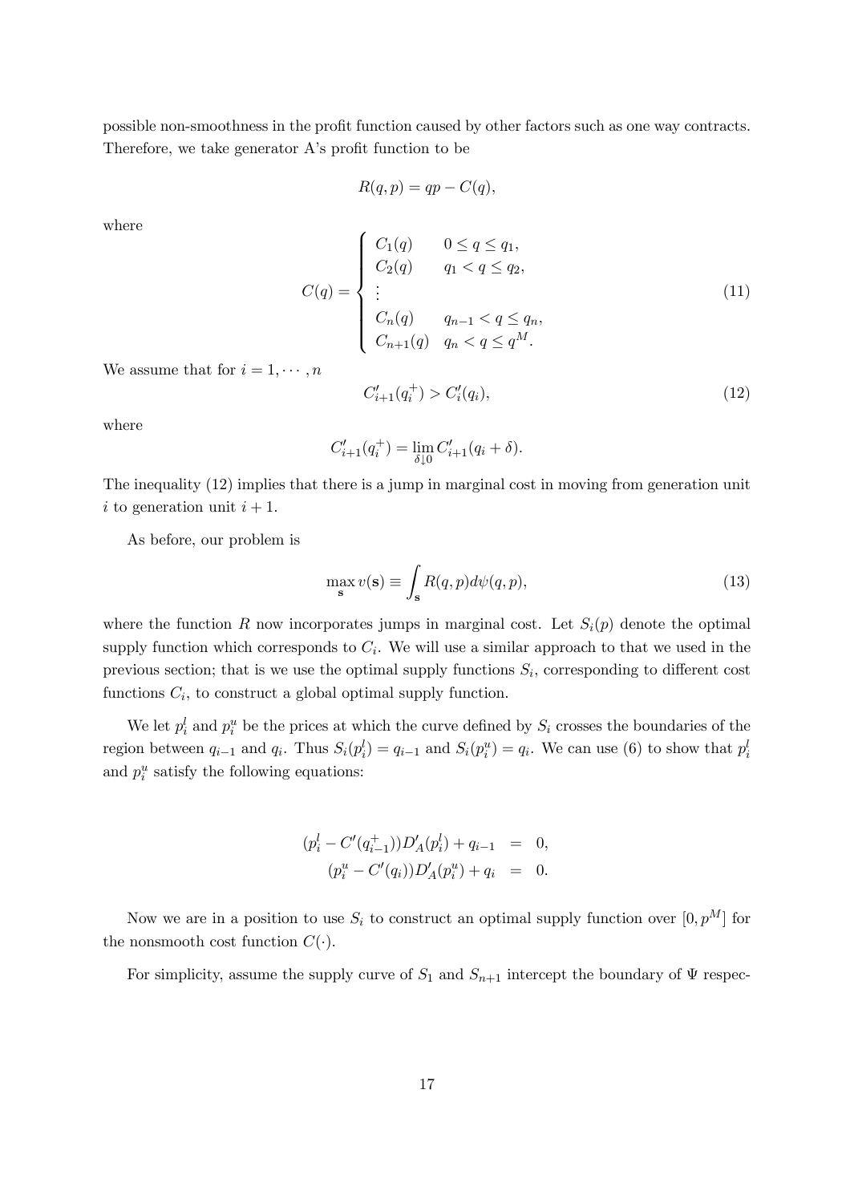possible non-smoothness in the profit function caused by other factors such as one way contracts. Therefore, we take generator A's profit function to be

$$R(q,p) = qp - C(q),$$

where

$$C(q) = \begin{cases} C_1(q) & 0 \le q \le q_1, \\ C_2(q) & q_1 < q \le q_2, \\ \vdots & \\ C_n(q) & q_{n-1} < q \le q_n, \\ C_{n+1}(q) & q_n < q \le q^M. \end{cases} \tag{11}$$

We assume that for $i = 1, \cdots, n$

$$C'_{i+1}(q_i^+) > C'_i(q_i), \tag{12}$$

where

$$C'_{i+1}(q_i^+) = \lim_{\delta \downarrow 0} C'_{i+1}(q_i + \delta).$$

The inequality (12) implies that there is a jump in marginal cost in moving from generation unit $i$ to generation unit $i+1$.

As before, our problem is

$$\max_{\mathbf{s}} v(\mathbf{s}) \equiv \int_{\mathbf{s}} R(q,p) d\psi(q,p), \tag{13}$$

where the function $R$ now incorporates jumps in marginal cost. Let $S_i(p)$ denote the optimal supply function which corresponds to $C_i$. We will use a similar approach to that we used in the previous section; that is we use the optimal supply functions $S_i$, corresponding to different cost functions $C_i$, to construct a global optimal supply function.

We let $p_i^l$ and $p_i^u$ be the prices at which the curve defined by $S_i$ crosses the boundaries of the region between $q_{i-1}$ and $q_i$. Thus $S_i(p_i^l) = q_{i-1}$ and $S_i(p_i^u) = q_i$. We can use (6) to show that $p_i^l$ and $p_i^u$ satisfy the following equations:

$$\begin{aligned} (p_i^l - C'(q_{i-1}^+)) D'_A(p_i^l) + q_{i-1} &= 0, \\ (p_i^u - C'(q_i)) D'_A(p_i^u) + q_i &= 0. \end{aligned}$$

Now we are in a position to use $S_i$ to construct an optimal supply function over $[0, p^M]$ for the nonsmooth cost function $C(\cdot)$.

For simplicity, assume the supply curve of $S_1$ and $S_{n+1}$ intercept the boundary of $\Psi$ respec-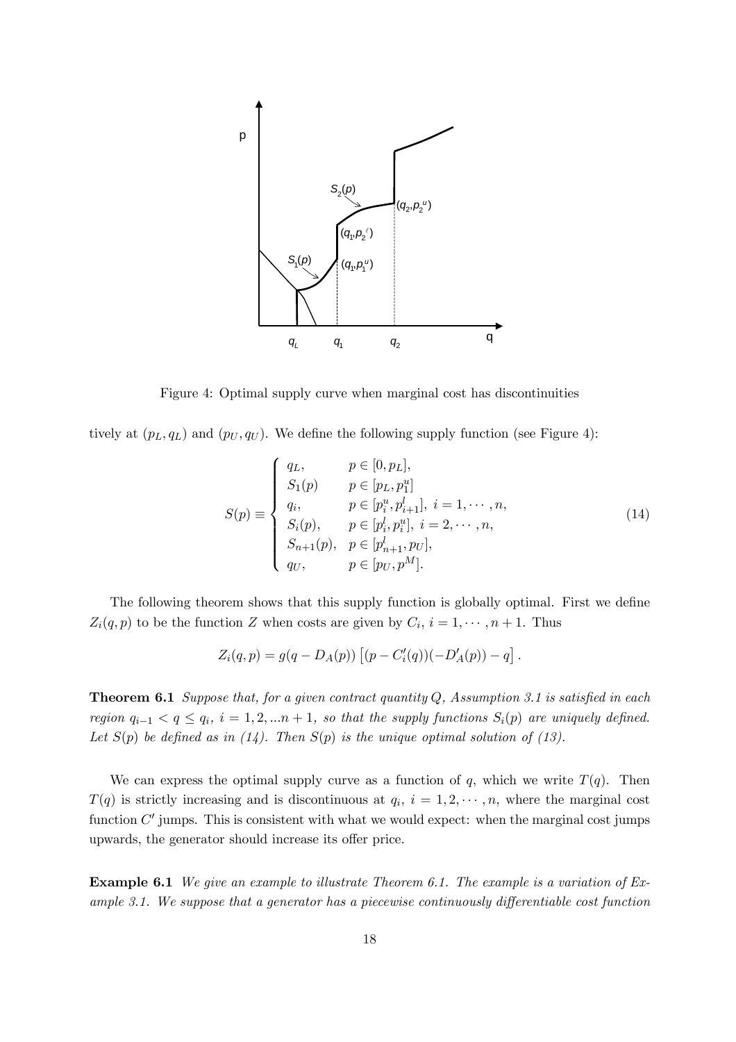Figure 4: Optimal supply curve when marginal cost has discontinuities

tively at $(p_L, q_L)$ and $(p_U, q_U)$. We define the following supply function (see Figure 4):

$$
S(p) \equiv \begin{cases} q_L, & p \in [0, p_L], \\ S_1(p) & p \in [p_L, p_1^u] \\ q_i, & p \in [p_i^u, p_{i+1}^l], \ i = 1, \cdots, n, \\ S_i(p), & p \in [p_i^l, p_i^u], \ i = 2, \cdots, n, \\ S_{n+1}(p), & p \in [p_{n+1}^l, p_U], \\ q_U, & p \in [p_U, p^M]. \end{cases} \tag{14}
$$

The following theorem shows that this supply function is globally optimal. First we define $Z_i(q,p)$ to be the function $Z$ when costs are given by $C_i$, $i = 1, \cdots, n+1$. Thus

$$
Z_i(q,p) = g(q - D_A(p)) \left[ (p - C_i'(q))(-D_A'(p)) - q \right].
$$

**Theorem 6.1** *Suppose that, for a given contract quantity $Q$, Assumption 3.1 is satisfied in each region $q_{i-1} < q \leq q_i$, $i = 1, 2, ...n+1$, so that the supply functions $S_i(p)$ are uniquely defined. Let $S(p)$ be defined as in (14). Then $S(p)$ is the unique optimal solution of (13).*

We can express the optimal supply curve as a function of $q$, which we write $T(q)$. Then $T(q)$ is strictly increasing and is discontinuous at $q_i$, $i = 1, 2, \cdots, n$, where the marginal cost function $C'$ jumps. This is consistent with what we would expect: when the marginal cost jumps upwards, the generator should increase its offer price.

**Example 6.1** *We give an example to illustrate Theorem 6.1. The example is a variation of Example 3.1. We suppose that a generator has a piecewise continuously differentiable cost function*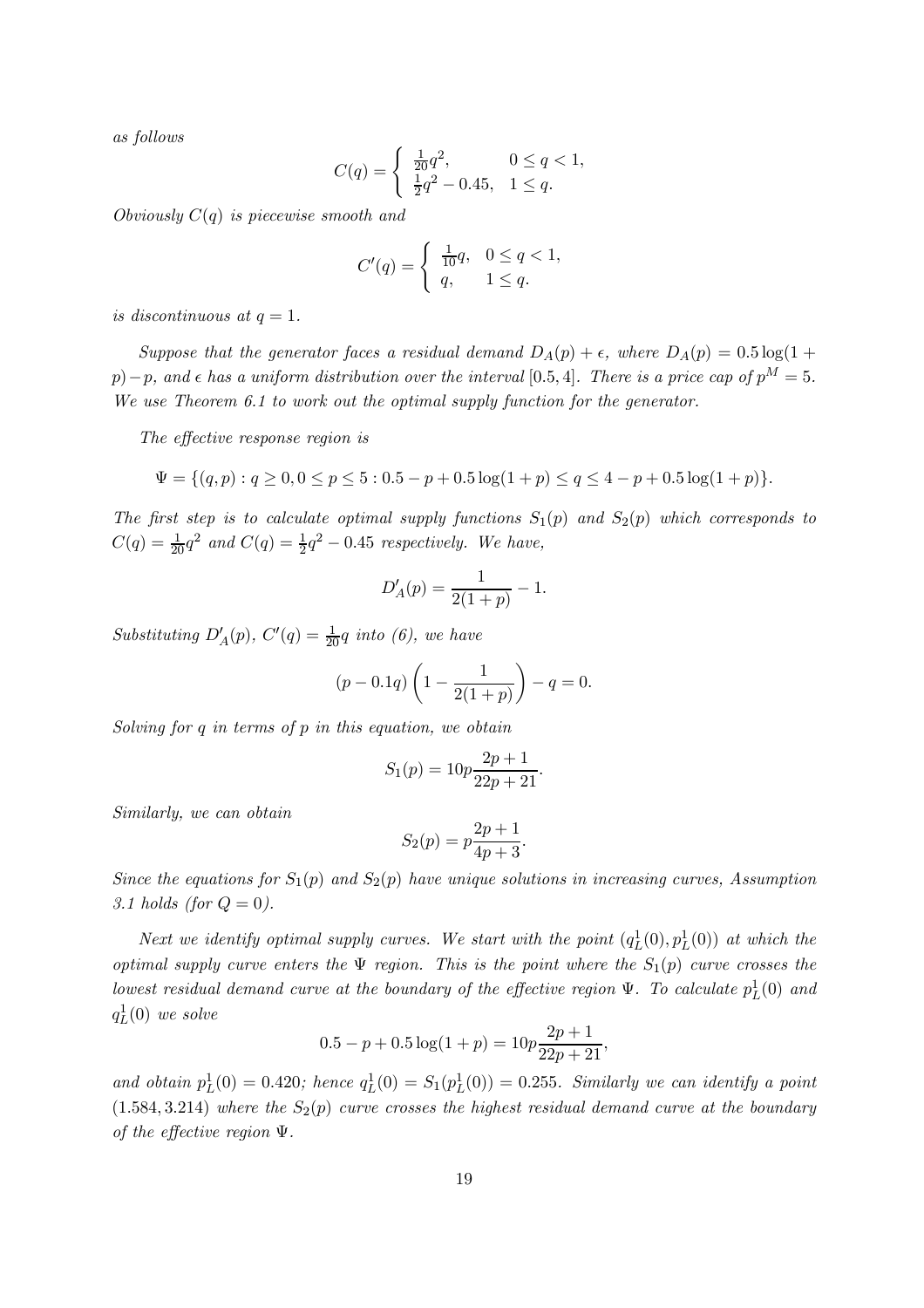*as follows*

$$C(q) = \begin{cases} \frac{1}{20}q^2, & 0 \le q < 1, \\ \frac{1}{2}q^2 - 0.45, & 1 \le q. \end{cases}$$

*Obviously $C(q)$ is piecewise smooth and*

$$C'(q) = \begin{cases} \frac{1}{10}q, & 0 \le q < 1, \\ q, & 1 \le q. \end{cases}$$

*is discontinuous at $q = 1$.*

*Suppose that the generator faces a residual demand $D_A(p) + \epsilon$, where $D_A(p) = 0.5\log(1 + p) - p$, and $\epsilon$ has a uniform distribution over the interval $[0.5, 4]$. There is a price cap of $p^M = 5$. We use Theorem 6.1 to work out the optimal supply function for the generator.*

*The effective response region is*

$$\Psi = \{(q,p) : q \ge 0, 0 \le p \le 5 : 0.5 - p + 0.5\log(1+p) \le q \le 4 - p + 0.5\log(1+p)\}.$$

*The first step is to calculate optimal supply functions $S_1(p)$ and $S_2(p)$ which corresponds to $C(q) = \frac{1}{20}q^2$ and $C(q) = \frac{1}{2}q^2 - 0.45$ respectively. We have,*

$$D_A'(p) = \frac{1}{2(1+p)} - 1.$$

*Substituting $D_A'(p)$, $C'(q) = \frac{1}{20}q$ into (6), we have*

$$(p - 0.1q)\left(1 - \frac{1}{2(1+p)}\right) - q = 0.$$

*Solving for $q$ in terms of $p$ in this equation, we obtain*

$$S_1(p) = 10p\frac{2p+1}{22p+21}.$$

*Similarly, we can obtain*

$$S_2(p) = p\frac{2p+1}{4p+3}.$$

*Since the equations for $S_1(p)$ and $S_2(p)$ have unique solutions in increasing curves, Assumption 3.1 holds (for $Q = 0$).*

*Next we identify optimal supply curves. We start with the point $(q_L^1(0), p_L^1(0))$ at which the optimal supply curve enters the $\Psi$ region. This is the point where the $S_1(p)$ curve crosses the lowest residual demand curve at the boundary of the effective region $\Psi$. To calculate $p_L^1(0)$ and $q_L^1(0)$ we solve*

$$0.5 - p + 0.5\log(1+p) = 10p\frac{2p+1}{22p+21},$$

*and obtain $p_L^1(0) = 0.420$; hence $q_L^1(0) = S_1(p_L^1(0)) = 0.255$. Similarly we can identify a point $(1.584, 3.214)$ where the $S_2(p)$ curve crosses the highest residual demand curve at the boundary of the effective region $\Psi$.*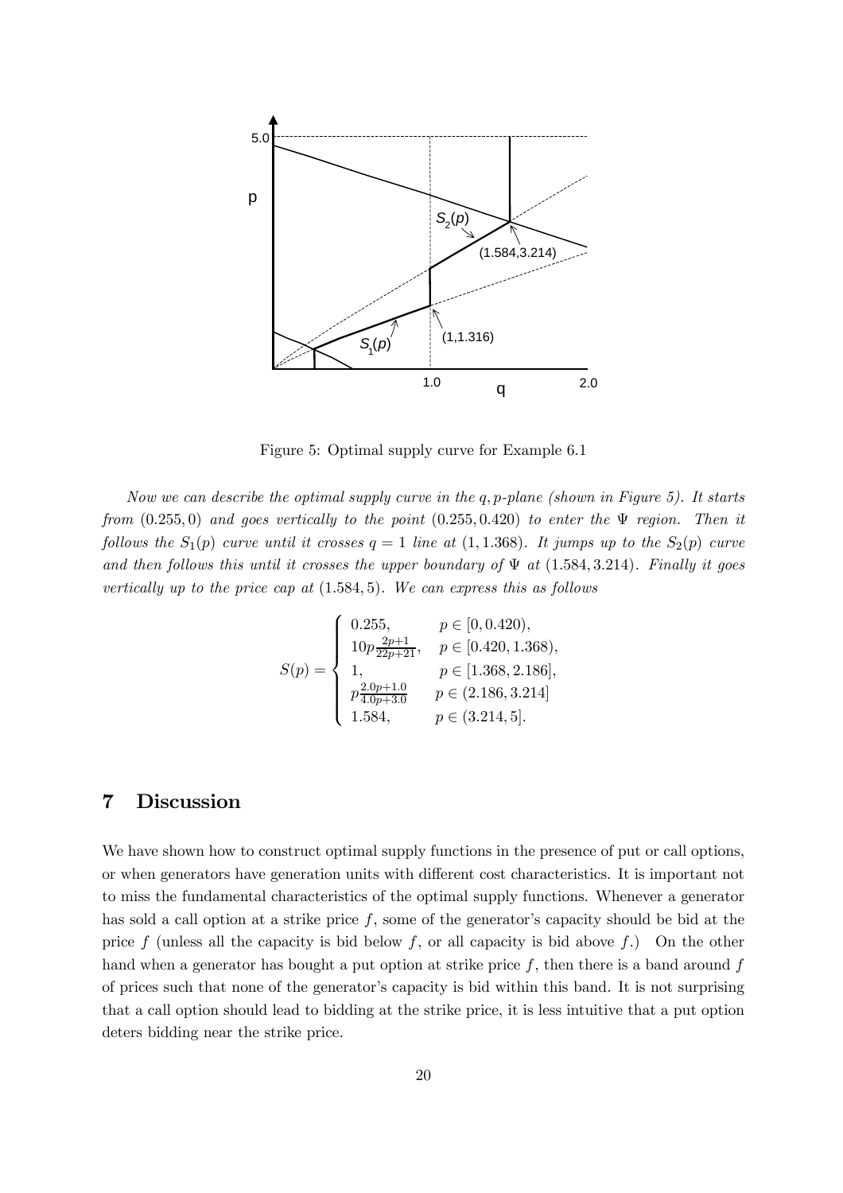Figure 5: Optimal supply curve for Example 6.1

*Now we can describe the optimal supply curve in the $q, p$-plane (shown in Figure 5). It starts from $(0.255, 0)$ and goes vertically to the point $(0.255, 0.420)$ to enter the $\Psi$ region. Then it follows the $S_1(p)$ curve until it crosses $q = 1$ line at $(1, 1.368)$. It jumps up to the $S_2(p)$ curve and then follows this until it crosses the upper boundary of $\Psi$ at $(1.584, 3.214)$. Finally it goes vertically up to the price cap at $(1.584, 5)$. We can express this as follows*

$$S(p) = \begin{cases} 0.255, & p \in [0, 0.420), \\ 10p\frac{2p+1}{22p+21}, & p \in [0.420, 1.368), \\ 1, & p \in [1.368, 2.186], \\ p\frac{2.0p+1.0}{4.0p+3.0} & p \in (2.186, 3.214] \\ 1.584, & p \in (3.214, 5]. \end{cases}$$

## 7 Discussion

We have shown how to construct optimal supply functions in the presence of put or call options, or when generators have generation units with different cost characteristics. It is important not to miss the fundamental characteristics of the optimal supply functions. Whenever a generator has sold a call option at a strike price $f$, some of the generator's capacity should be bid at the price $f$ (unless all the capacity is bid below $f$, or all capacity is bid above $f$.) On the other hand when a generator has bought a put option at strike price $f$, then there is a band around $f$ of prices such that none of the generator's capacity is bid within this band. It is not surprising that a call option should lead to bidding at the strike price, it is less intuitive that a put option deters bidding near the strike price.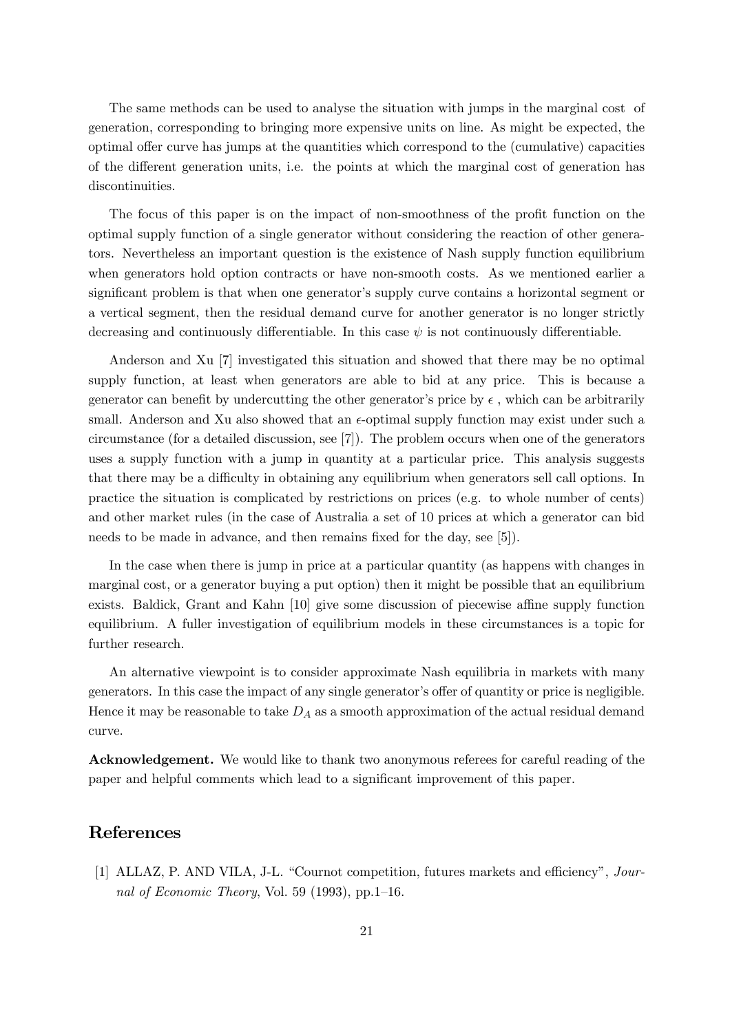The same methods can be used to analyse the situation with jumps in the marginal cost of generation, corresponding to bringing more expensive units on line. As might be expected, the optimal offer curve has jumps at the quantities which correspond to the (cumulative) capacities of the different generation units, i.e. the points at which the marginal cost of generation has discontinuities.

The focus of this paper is on the impact of non-smoothness of the profit function on the optimal supply function of a single generator without considering the reaction of other generators. Nevertheless an important question is the existence of Nash supply function equilibrium when generators hold option contracts or have non-smooth costs. As we mentioned earlier a significant problem is that when one generator's supply curve contains a horizontal segment or a vertical segment, then the residual demand curve for another generator is no longer strictly decreasing and continuously differentiable. In this case $\psi$ is not continuously differentiable.

Anderson and Xu [7] investigated this situation and showed that there may be no optimal supply function, at least when generators are able to bid at any price. This is because a generator can benefit by undercutting the other generator's price by $\epsilon$ , which can be arbitrarily small. Anderson and Xu also showed that an $\epsilon$-optimal supply function may exist under such a circumstance (for a detailed discussion, see [7]). The problem occurs when one of the generators uses a supply function with a jump in quantity at a particular price. This analysis suggests that there may be a difficulty in obtaining any equilibrium when generators sell call options. In practice the situation is complicated by restrictions on prices (e.g. to whole number of cents) and other market rules (in the case of Australia a set of 10 prices at which a generator can bid needs to be made in advance, and then remains fixed for the day, see [5]).

In the case when there is jump in price at a particular quantity (as happens with changes in marginal cost, or a generator buying a put option) then it might be possible that an equilibrium exists. Baldick, Grant and Kahn [10] give some discussion of piecewise affine supply function equilibrium. A fuller investigation of equilibrium models in these circumstances is a topic for further research.

An alternative viewpoint is to consider approximate Nash equilibria in markets with many generators. In this case the impact of any single generator's offer of quantity or price is negligible. Hence it may be reasonable to take $D_A$ as a smooth approximation of the actual residual demand curve.

**Acknowledgement.** We would like to thank two anonymous referees for careful reading of the paper and helpful comments which lead to a significant improvement of this paper.

## References

[1] ALLAZ, P. AND VILA, J-L. "Cournot competition, futures markets and efficiency", *Journal of Economic Theory*, Vol. 59 (1993), pp.1–16.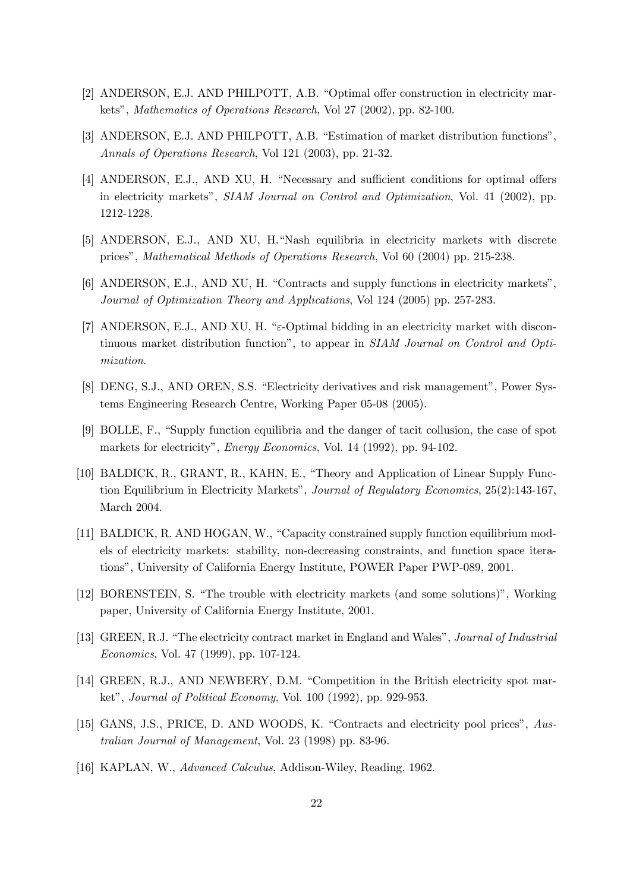[2] ANDERSON, E.J. AND PHILPOTT, A.B. "Optimal offer construction in electricity markets", *Mathematics of Operations Research*, Vol 27 (2002), pp. 82-100.

[3] ANDERSON, E.J. AND PHILPOTT, A.B. "Estimation of market distribution functions", *Annals of Operations Research*, Vol 121 (2003), pp. 21-32.

[4] ANDERSON, E.J., AND XU, H. "Necessary and sufficient conditions for optimal offers in electricity markets", *SIAM Journal on Control and Optimization*, Vol. 41 (2002), pp. 1212-1228.

[5] ANDERSON, E.J., AND XU, H. "Nash equilibria in electricity markets with discrete prices", *Mathematical Methods of Operations Research*, Vol 60 (2004) pp. 215-238.

[6] ANDERSON, E.J., AND XU, H. "Contracts and supply functions in electricity markets", *Journal of Optimization Theory and Applications*, Vol 124 (2005) pp. 257-283.

[7] ANDERSON, E.J., AND XU, H. "$\varepsilon$-Optimal bidding in an electricity market with discontinuous market distribution function", to appear in *SIAM Journal on Control and Optimization*.

[8] DENG, S.J., AND OREN, S.S. "Electricity derivatives and risk management", Power Systems Engineering Research Centre, Working Paper 05-08 (2005).

[9] BOLLE, F., "Supply function equilibria and the danger of tacit collusion, the case of spot markets for electricity", *Energy Economics*, Vol. 14 (1992), pp. 94-102.

[10] BALDICK, R., GRANT, R., KAHN, E., "Theory and Application of Linear Supply Function Equilibrium in Electricity Markets", *Journal of Regulatory Economics*, 25(2):143-167, March 2004.

[11] BALDICK, R. AND HOGAN, W., "Capacity constrained supply function equilibrium models of electricity markets: stability, non-decreasing constraints, and function space iterations", University of California Energy Institute, POWER Paper PWP-089, 2001.

[12] BORENSTEIN, S. "The trouble with electricity markets (and some solutions)", Working paper, University of California Energy Institute, 2001.

[13] GREEN, R.J. "The electricity contract market in England and Wales", *Journal of Industrial Economics*, Vol. 47 (1999), pp. 107-124.

[14] GREEN, R.J., AND NEWBERY, D.M. "Competition in the British electricity spot market", *Journal of Political Economy*, Vol. 100 (1992), pp. 929-953.

[15] GANS, J.S., PRICE, D. AND WOODS, K. "Contracts and electricity pool prices", *Australian Journal of Management*, Vol. 23 (1998) pp. 83-96.

[16] KAPLAN, W., *Advanced Calculus*, Addison-Wiley, Reading, 1962.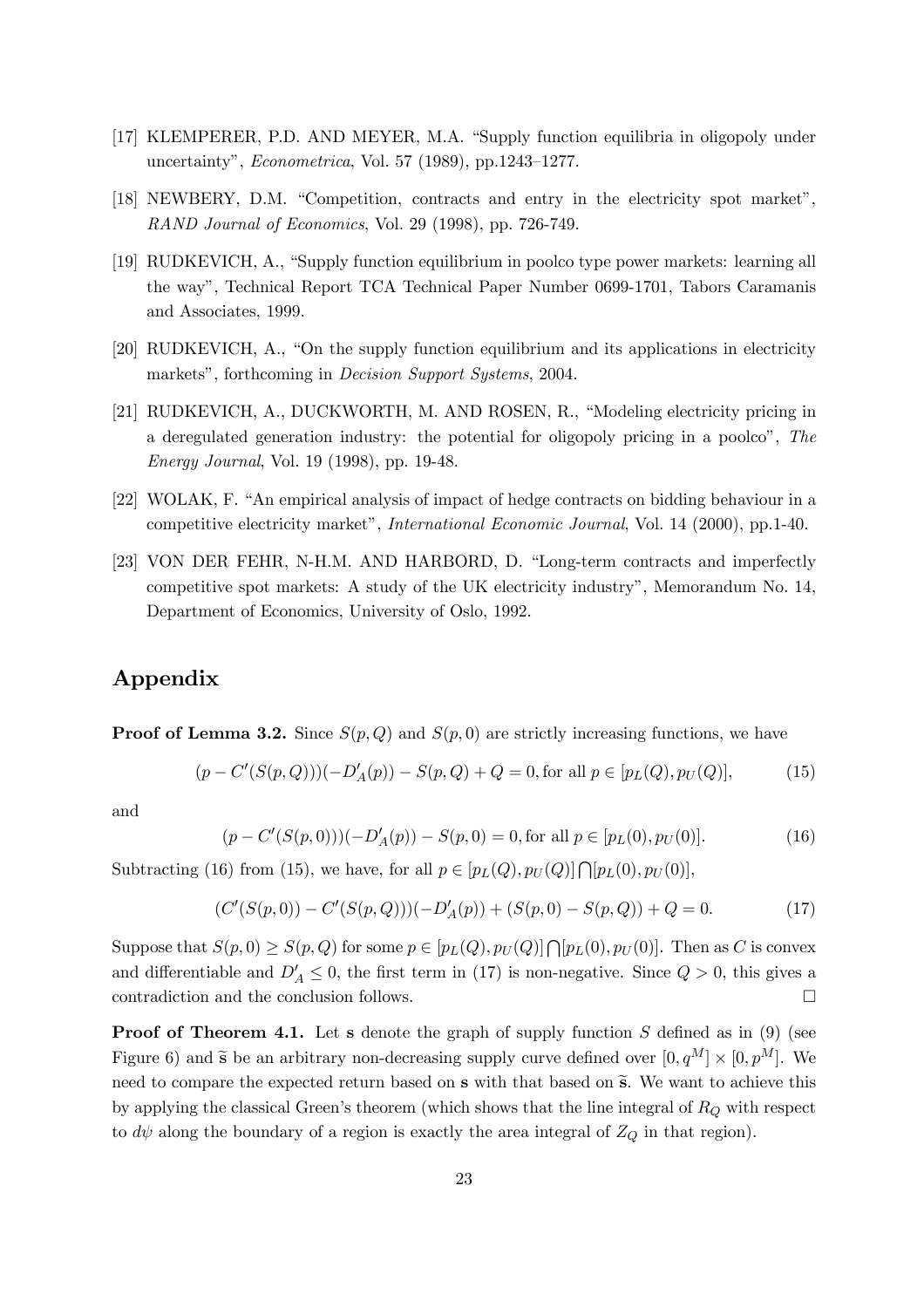[17] KLEMPERER, P.D. AND MEYER, M.A. "Supply function equilibria in oligopoly under uncertainty", *Econometrica*, Vol. 57 (1989), pp.1243–1277.

[18] NEWBERY, D.M. "Competition, contracts and entry in the electricity spot market", *RAND Journal of Economics*, Vol. 29 (1998), pp. 726-749.

[19] RUDKEVICH, A., "Supply function equilibrium in poolco type power markets: learning all the way", Technical Report TCA Technical Paper Number 0699-1701, Tabors Caramanis and Associates, 1999.

[20] RUDKEVICH, A., "On the supply function equilibrium and its applications in electricity markets", forthcoming in *Decision Support Systems*, 2004.

[21] RUDKEVICH, A., DUCKWORTH, M. AND ROSEN, R., "Modeling electricity pricing in a deregulated generation industry: the potential for oligopoly pricing in a poolco", *The Energy Journal*, Vol. 19 (1998), pp. 19-48.

[22] WOLAK, F. "An empirical analysis of impact of hedge contracts on bidding behaviour in a competitive electricity market", *International Economic Journal*, Vol. 14 (2000), pp.1-40.

[23] VON DER FEHR, N-H.M. AND HARBORD, D. "Long-term contracts and imperfectly competitive spot markets: A study of the UK electricity industry", Memorandum No. 14, Department of Economics, University of Oslo, 1992.

# Appendix

**Proof of Lemma 3.2.** Since $S(p,Q)$ and $S(p,0)$ are strictly increasing functions, we have

$$(p - C'(S(p,Q)))(-D_A'(p)) - S(p,Q) + Q = 0, \text{for all } p \in [p_L(Q), p_U(Q)], \tag{15}$$

and

$$(p - C'(S(p,0)))(-D_A'(p)) - S(p,0) = 0, \text{for all } p \in [p_L(0), p_U(0)]. \tag{16}$$

Subtracting (16) from (15), we have, for all $p \in [p_L(Q), p_U(Q)] \bigcap [p_L(0), p_U(0)]$,

$$(C'(S(p,0)) - C'(S(p,Q)))(-D_A'(p)) + (S(p,0) - S(p,Q)) + Q = 0. \tag{17}$$

Suppose that $S(p,0) \geq S(p,Q)$ for some $p \in [p_L(Q), p_U(Q)] \bigcap [p_L(0), p_U(0)]$. Then as $C$ is convex and differentiable and $D_A' \leq 0$, the first term in (17) is non-negative. Since $Q > 0$, this gives a contradiction and the conclusion follows. $\square$

**Proof of Theorem 4.1.** Let $\mathbf{s}$ denote the graph of supply function $S$ defined as in (9) (see Figure 6) and $\widetilde{\mathbf{s}}$ be an arbitrary non-decreasing supply curve defined over $[0, q^M] \times [0, p^M]$. We need to compare the expected return based on $\mathbf{s}$ with that based on $\widetilde{\mathbf{s}}$. We want to achieve this by applying the classical Green's theorem (which shows that the line integral of $R_Q$ with respect to $d\psi$ along the boundary of a region is exactly the area integral of $Z_Q$ in that region).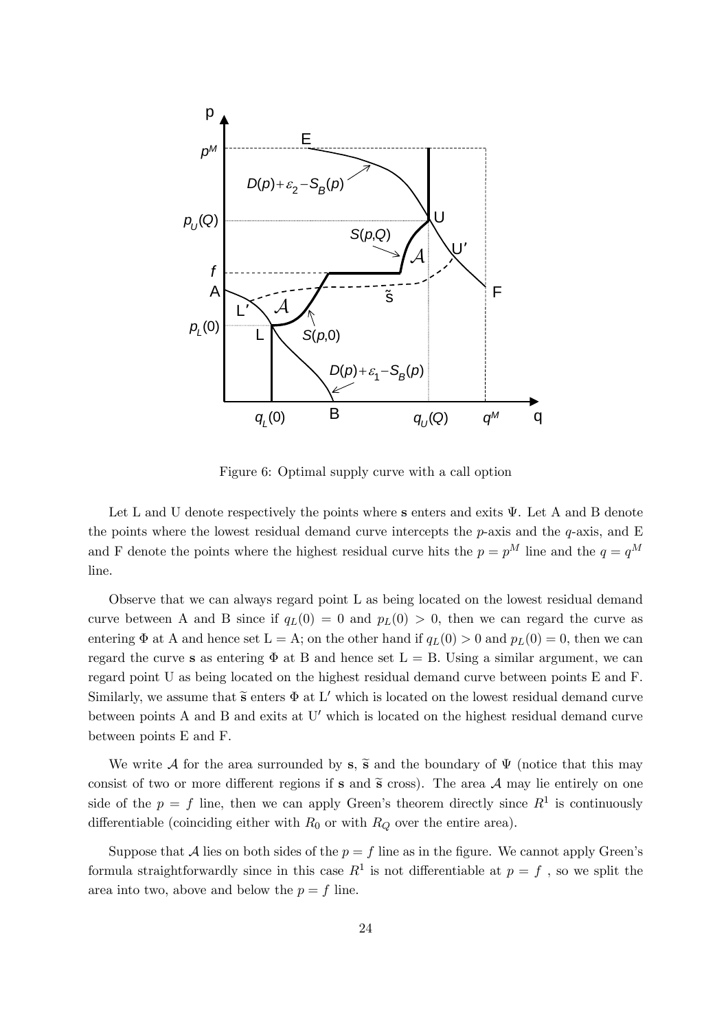Figure 6: Optimal supply curve with a call option

Let L and U denote respectively the points where $\mathbf{s}$ enters and exits $\Psi$. Let A and B denote the points where the lowest residual demand curve intercepts the $p$-axis and the $q$-axis, and E and F denote the points where the highest residual curve hits the $p = p^M$ line and the $q = q^M$ line.

Observe that we can always regard point L as being located on the lowest residual demand curve between A and B since if $q_L(0) = 0$ and $p_L(0) > 0$, then we can regard the curve as entering $\Phi$ at A and hence set L = A; on the other hand if $q_L(0) > 0$ and $p_L(0) = 0$, then we can regard the curve $\mathbf{s}$ as entering $\Phi$ at B and hence set L = B. Using a similar argument, we can regard point U as being located on the highest residual demand curve between points E and F. Similarly, we assume that $\widetilde{\mathbf{s}}$ enters $\Phi$ at L′ which is located on the lowest residual demand curve between points A and B and exits at U′ which is located on the highest residual demand curve between points E and F.

We write $\mathcal{A}$ for the area surrounded by $\mathbf{s}$, $\widetilde{\mathbf{s}}$ and the boundary of $\Psi$ (notice that this may consist of two or more different regions if $\mathbf{s}$ and $\widetilde{\mathbf{s}}$ cross). The area $\mathcal{A}$ may lie entirely on one side of the $p = f$ line, then we can apply Green's theorem directly since $R^1$ is continuously differentiable (coinciding either with $R_0$ or with $R_Q$ over the entire area).

Suppose that $\mathcal{A}$ lies on both sides of the $p = f$ line as in the figure. We cannot apply Green's formula straightforwardly since in this case $R^1$ is not differentiable at $p = f$ , so we split the area into two, above and below the $p = f$ line.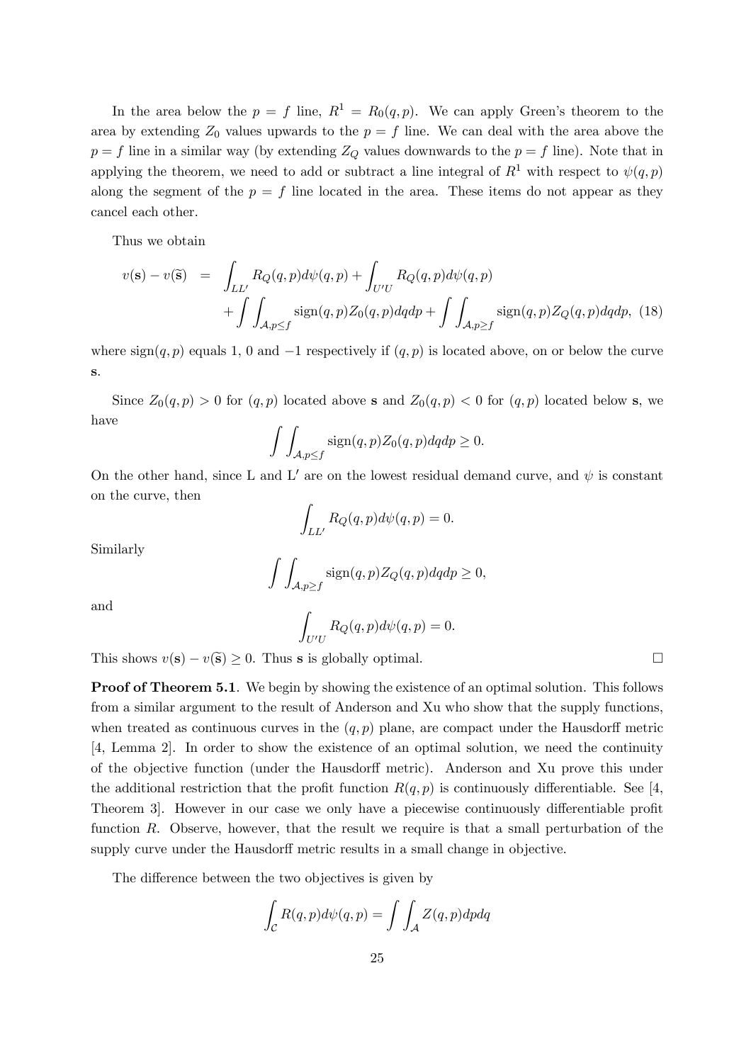In the area below the $p = f$ line, $R^1 = R_0(q,p)$. We can apply Green's theorem to the area by extending $Z_0$ values upwards to the $p = f$ line. We can deal with the area above the $p = f$ line in a similar way (by extending $Z_Q$ values downwards to the $p = f$ line). Note that in applying the theorem, we need to add or subtract a line integral of $R^1$ with respect to $\psi(q,p)$ along the segment of the $p = f$ line located in the area. These items do not appear as they cancel each other.

Thus we obtain

$$
\begin{aligned}
v(\mathbf{s}) - v(\widetilde{\mathbf{s}}) \;\; &= \;\; \int_{LL'} R_Q(q,p) d\psi(q,p) + \int_{U'U} R_Q(q,p) d\psi(q,p) \\
&\quad + \int\int_{\mathcal{A}, p \leq f} \text{sign}(q,p) Z_0(q,p) dq dp + \int\int_{\mathcal{A}, p \geq f} \text{sign}(q,p) Z_Q(q,p) dq dp, \quad (18)
\end{aligned}
$$

where $\text{sign}(q,p)$ equals 1, 0 and $-1$ respectively if $(q,p)$ is located above, on or below the curve $\mathbf{s}$.

Since $Z_0(q,p) > 0$ for $(q,p)$ located above $\mathbf{s}$ and $Z_0(q,p) < 0$ for $(q,p)$ located below $\mathbf{s}$, we have

$$
\int\int_{\mathcal{A}, p \leq f} \text{sign}(q,p) Z_0(q,p) dq dp \geq 0.
$$

On the other hand, since L and L$'$ are on the lowest residual demand curve, and $\psi$ is constant on the curve, then

$$
\int_{LL'} R_Q(q,p) d\psi(q,p) = 0.
$$

Similarly

$$
\int\int_{\mathcal{A}, p \geq f} \text{sign}(q,p) Z_Q(q,p) dq dp \geq 0,
$$

and

$$
\int_{U'U} R_Q(q,p) d\psi(q,p) = 0.
$$

This shows $v(\mathbf{s}) - v(\widetilde{\mathbf{s}}) \geq 0$. Thus $\mathbf{s}$ is globally optimal. □

**Proof of Theorem 5.1**. We begin by showing the existence of an optimal solution. This follows from a similar argument to the result of Anderson and Xu who show that the supply functions, when treated as continuous curves in the $(q,p)$ plane, are compact under the Hausdorff metric [4, Lemma 2]. In order to show the existence of an optimal solution, we need the continuity of the objective function (under the Hausdorff metric). Anderson and Xu prove this under the additional restriction that the profit function $R(q,p)$ is continuously differentiable. See [4, Theorem 3]. However in our case we only have a piecewise continuously differentiable profit function $R$. Observe, however, that the result we require is that a small perturbation of the supply curve under the Hausdorff metric results in a small change in objective.

The difference between the two objectives is given by

$$
\int_{\mathcal{C}} R(q,p) d\psi(q,p) = \int\int_{\mathcal{A}} Z(q,p) dp dq
$$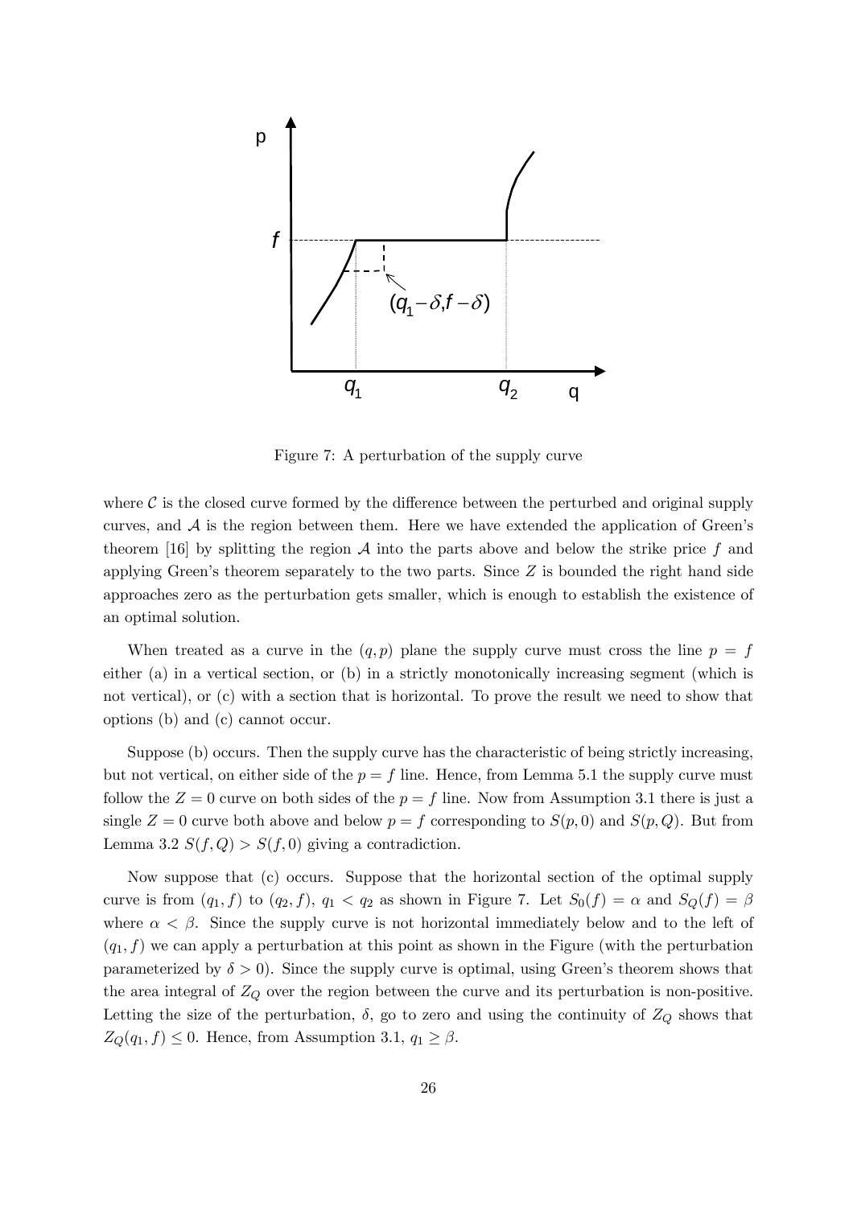Figure 7: A perturbation of the supply curve

where $\mathcal{C}$ is the closed curve formed by the difference between the perturbed and original supply curves, and $\mathcal{A}$ is the region between them. Here we have extended the application of Green's theorem [16] by splitting the region $\mathcal{A}$ into the parts above and below the strike price $f$ and applying Green's theorem separately to the two parts. Since $Z$ is bounded the right hand side approaches zero as the perturbation gets smaller, which is enough to establish the existence of an optimal solution.

When treated as a curve in the $(q, p)$ plane the supply curve must cross the line $p = f$ either (a) in a vertical section, or (b) in a strictly monotonically increasing segment (which is not vertical), or (c) with a section that is horizontal. To prove the result we need to show that options (b) and (c) cannot occur.

Suppose (b) occurs. Then the supply curve has the characteristic of being strictly increasing, but not vertical, on either side of the $p = f$ line. Hence, from Lemma 5.1 the supply curve must follow the $Z = 0$ curve on both sides of the $p = f$ line. Now from Assumption 3.1 there is just a single $Z = 0$ curve both above and below $p = f$ corresponding to $S(p, 0)$ and $S(p, Q)$. But from Lemma 3.2 $S(f, Q) > S(f, 0)$ giving a contradiction.

Now suppose that (c) occurs. Suppose that the horizontal section of the optimal supply curve is from $(q_1, f)$ to $(q_2, f)$, $q_1 < q_2$ as shown in Figure 7. Let $S_0(f) = \alpha$ and $S_Q(f) = \beta$ where $\alpha < \beta$. Since the supply curve is not horizontal immediately below and to the left of $(q_1, f)$ we can apply a perturbation at this point as shown in the Figure (with the perturbation parameterized by $\delta > 0$). Since the supply curve is optimal, using Green's theorem shows that the area integral of $Z_Q$ over the region between the curve and its perturbation is non-positive. Letting the size of the perturbation, $\delta$, go to zero and using the continuity of $Z_Q$ shows that $Z_Q(q_1, f) \leq 0$. Hence, from Assumption 3.1, $q_1 \geq \beta$.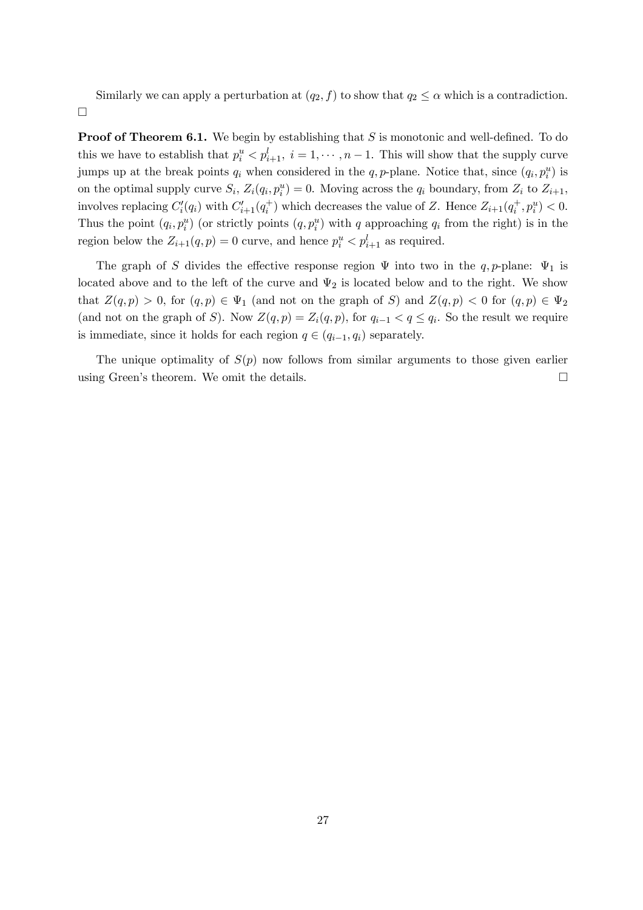Similarly we can apply a perturbation at $(q_2, f)$ to show that $q_2 \leq \alpha$ which is a contradiction. □

**Proof of Theorem 6.1.** We begin by establishing that $S$ is monotonic and well-defined. To do this we have to establish that $p_i^u < p_{i+1}^l,\ i = 1, \cdots, n-1$. This will show that the supply curve jumps up at the break points $q_i$ when considered in the $q,p$-plane. Notice that, since $(q_i, p_i^u)$ is on the optimal supply curve $S_i$, $Z_i(q_i, p_i^u) = 0$. Moving across the $q_i$ boundary, from $Z_i$ to $Z_{i+1}$, involves replacing $C_i'(q_i)$ with $C_{i+1}'(q_i^+)$ which decreases the value of $Z$. Hence $Z_{i+1}(q_i^+, p_i^u) < 0$. Thus the point $(q_i, p_i^u)$ (or strictly points $(q, p_i^u)$ with $q$ approaching $q_i$ from the right) is in the region below the $Z_{i+1}(q, p) = 0$ curve, and hence $p_i^u < p_{i+1}^l$ as required.

The graph of $S$ divides the effective response region $\Psi$ into two in the $q,p$-plane: $\Psi_1$ is located above and to the left of the curve and $\Psi_2$ is located below and to the right. We show that $Z(q,p) > 0$, for $(q,p) \in \Psi_1$ (and not on the graph of $S$) and $Z(q,p) < 0$ for $(q,p) \in \Psi_2$ (and not on the graph of $S$). Now $Z(q,p) = Z_i(q,p)$, for $q_{i-1} < q \leq q_i$. So the result we require is immediate, since it holds for each region $q \in (q_{i-1}, q_i)$ separately.

The unique optimality of $S(p)$ now follows from similar arguments to those given earlier using Green's theorem. We omit the details. □